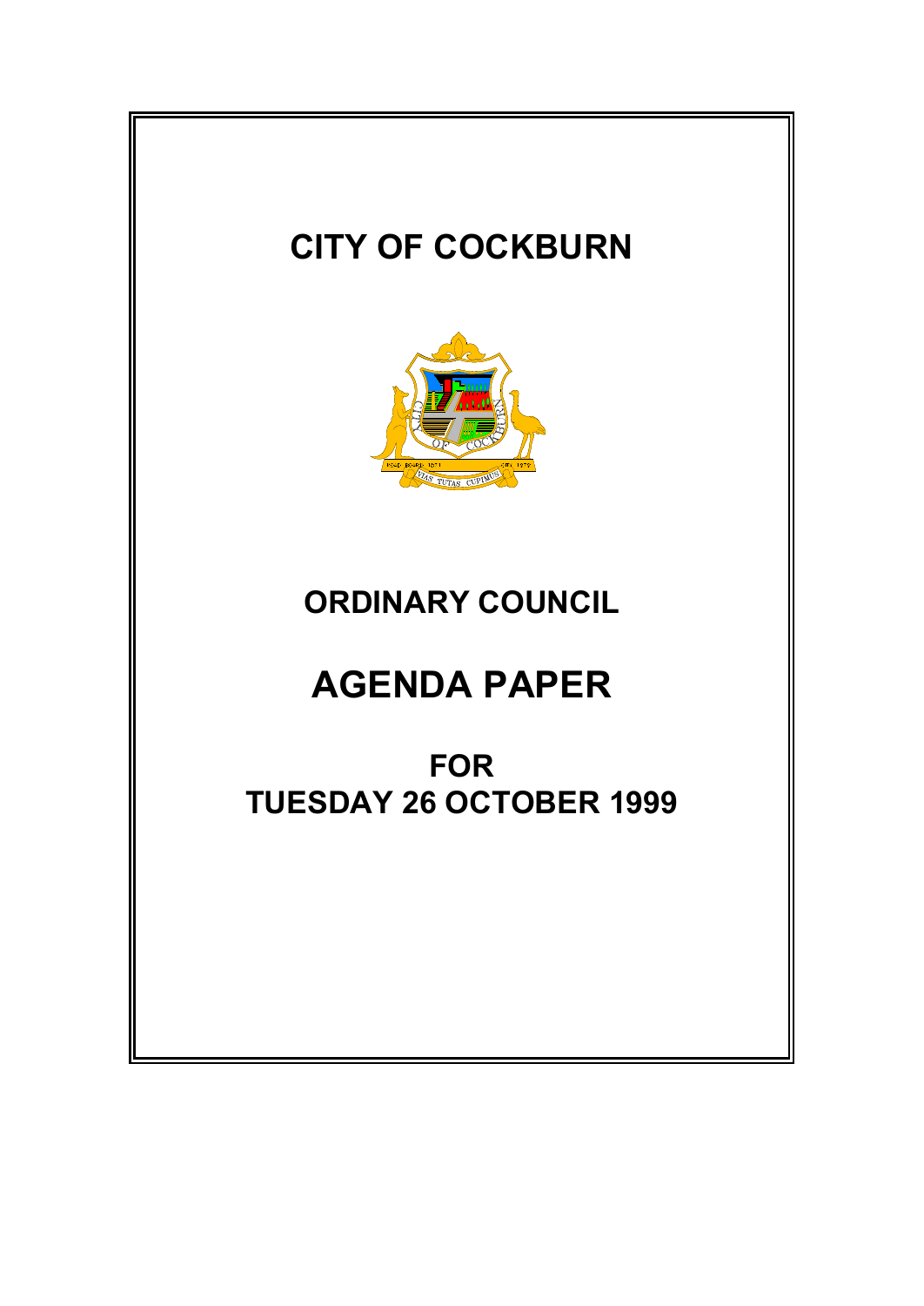# CITY OF COCKBURN

# ORDINARY COUNCIL

# AGENDA PAPER

## FOR
## TUESDAY 26 OCTOBER 1999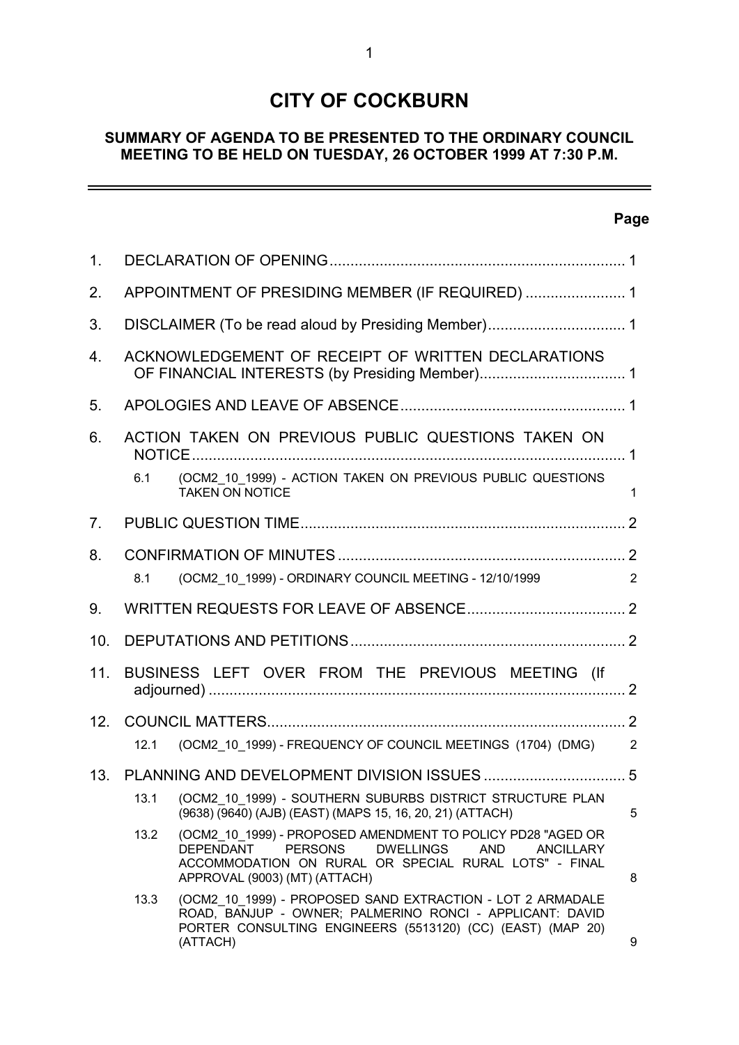# CITY OF COCKBURN

## SUMMARY OF AGENDA TO BE PRESENTED TO THE ORDINARY COUNCIL MEETING TO BE HELD ON TUESDAY, 26 OCTOBER 1999 AT 7:30 P.M.

| | | | Page |
|---|---|---|---|
| 1. | DECLARATION OF OPENING | | 1 |
| 2. | APPOINTMENT OF PRESIDING MEMBER (IF REQUIRED) | | 1 |
| 3. | DISCLAIMER (To be read aloud by Presiding Member) | | 1 |
| 4. | ACKNOWLEDGEMENT OF RECEIPT OF WRITTEN DECLARATIONS OF FINANCIAL INTERESTS (by Presiding Member) | | 1 |
| 5. | APOLOGIES AND LEAVE OF ABSENCE | | 1 |
| 6. | ACTION TAKEN ON PREVIOUS PUBLIC QUESTIONS TAKEN ON NOTICE | | 1 |
| | 6.1 | (OCM2_10_1999) - ACTION TAKEN ON PREVIOUS PUBLIC QUESTIONS TAKEN ON NOTICE | 1 |
| 7. | PUBLIC QUESTION TIME | | 2 |
| 8. | CONFIRMATION OF MINUTES | | 2 |
| | 8.1 | (OCM2_10_1999) - ORDINARY COUNCIL MEETING - 12/10/1999 | 2 |
| 9. | WRITTEN REQUESTS FOR LEAVE OF ABSENCE | | 2 |
| 10. | DEPUTATIONS AND PETITIONS | | 2 |
| 11. | BUSINESS LEFT OVER FROM THE PREVIOUS MEETING (If adjourned) | | 2 |
| 12. | COUNCIL MATTERS | | 2 |
| | 12.1 | (OCM2_10_1999) - FREQUENCY OF COUNCIL MEETINGS (1704) (DMG) | 2 |
| 13. | PLANNING AND DEVELOPMENT DIVISION ISSUES | | 5 |
| | 13.1 | (OCM2_10_1999) - SOUTHERN SUBURBS DISTRICT STRUCTURE PLAN (9638) (9640) (AJB) (EAST) (MAPS 15, 16, 20, 21) (ATTACH) | 5 |
| | 13.2 | (OCM2_10_1999) - PROPOSED AMENDMENT TO POLICY PD28 "AGED OR DEPENDANT PERSONS DWELLINGS AND ANCILLARY ACCOMMODATION ON RURAL OR SPECIAL RURAL LOTS" - FINAL APPROVAL (9003) (MT) (ATTACH) | 8 |
| | 13.3 | (OCM2_10_1999) - PROPOSED SAND EXTRACTION - LOT 2 ARMADALE ROAD, BANJUP - OWNER; PALMERINO RONCI - APPLICANT: DAVID PORTER CONSULTING ENGINEERS (5513120) (CC) (EAST) (MAP 20) (ATTACH) | 9 |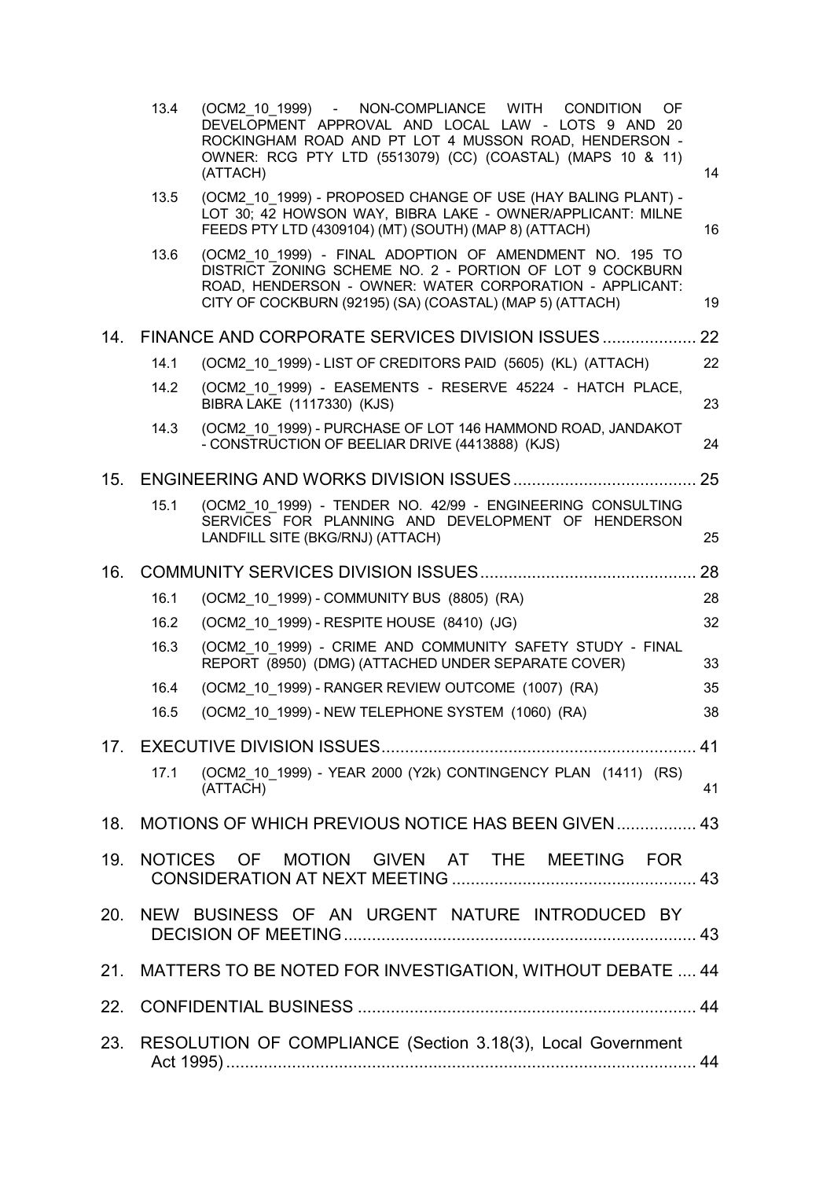| | | | |
|---|---|---|---|
| | 13.4 | (OCM2_10_1999) - NON-COMPLIANCE WITH CONDITION OF DEVELOPMENT APPROVAL AND LOCAL LAW - LOTS 9 AND 20 ROCKINGHAM ROAD AND PT LOT 4 MUSSON ROAD, HENDERSON - OWNER: RCG PTY LTD (5513079) (CC) (COASTAL) (MAPS 10 & 11) (ATTACH) | 14 |
| | 13.5 | (OCM2_10_1999) - PROPOSED CHANGE OF USE (HAY BALING PLANT) - LOT 30; 42 HOWSON WAY, BIBRA LAKE - OWNER/APPLICANT: MILNE FEEDS PTY LTD (4309104) (MT) (SOUTH) (MAP 8) (ATTACH) | 16 |
| | 13.6 | (OCM2_10_1999) - FINAL ADOPTION OF AMENDMENT NO. 195 TO DISTRICT ZONING SCHEME NO. 2 - PORTION OF LOT 9 COCKBURN ROAD, HENDERSON - OWNER: WATER CORPORATION - APPLICANT: CITY OF COCKBURN (92195) (SA) (COASTAL) (MAP 5) (ATTACH) | 19 |
| 14. | FINANCE AND CORPORATE SERVICES DIVISION ISSUES | | 22 |
| | 14.1 | (OCM2_10_1999) - LIST OF CREDITORS PAID (5605) (KL) (ATTACH) | 22 |
| | 14.2 | (OCM2_10_1999) - EASEMENTS - RESERVE 45224 - HATCH PLACE, BIBRA LAKE (1117330) (KJS) | 23 |
| | 14.3 | (OCM2_10_1999) - PURCHASE OF LOT 146 HAMMOND ROAD, JANDAKOT - CONSTRUCTION OF BEELIAR DRIVE (4413888) (KJS) | 24 |
| 15. | ENGINEERING AND WORKS DIVISION ISSUES | | 25 |
| | 15.1 | (OCM2_10_1999) - TENDER NO. 42/99 - ENGINEERING CONSULTING SERVICES FOR PLANNING AND DEVELOPMENT OF HENDERSON LANDFILL SITE (BKG/RNJ) (ATTACH) | 25 |
| 16. | COMMUNITY SERVICES DIVISION ISSUES | | 28 |
| | 16.1 | (OCM2_10_1999) - COMMUNITY BUS (8805) (RA) | 28 |
| | 16.2 | (OCM2_10_1999) - RESPITE HOUSE (8410) (JG) | 32 |
| | 16.3 | (OCM2_10_1999) - CRIME AND COMMUNITY SAFETY STUDY - FINAL REPORT (8950) (DMG) (ATTACHED UNDER SEPARATE COVER) | 33 |
| | 16.4 | (OCM2_10_1999) - RANGER REVIEW OUTCOME (1007) (RA) | 35 |
| | 16.5 | (OCM2_10_1999) - NEW TELEPHONE SYSTEM (1060) (RA) | 38 |
| 17. | EXECUTIVE DIVISION ISSUES | | 41 |
| | 17.1 | (OCM2_10_1999) - YEAR 2000 (Y2k) CONTINGENCY PLAN (1411) (RS) (ATTACH) | 41 |
| 18. | MOTIONS OF WHICH PREVIOUS NOTICE HAS BEEN GIVEN | | 43 |
| 19. | NOTICES OF MOTION GIVEN AT THE MEETING FOR CONSIDERATION AT NEXT MEETING | | 43 |
| 20. | NEW BUSINESS OF AN URGENT NATURE INTRODUCED BY DECISION OF MEETING | | 43 |
| 21. | MATTERS TO BE NOTED FOR INVESTIGATION, WITHOUT DEBATE | | 44 |
| 22. | CONFIDENTIAL BUSINESS | | 44 |
| 23. | RESOLUTION OF COMPLIANCE (Section 3.18(3), Local Government Act 1995) | | 44 |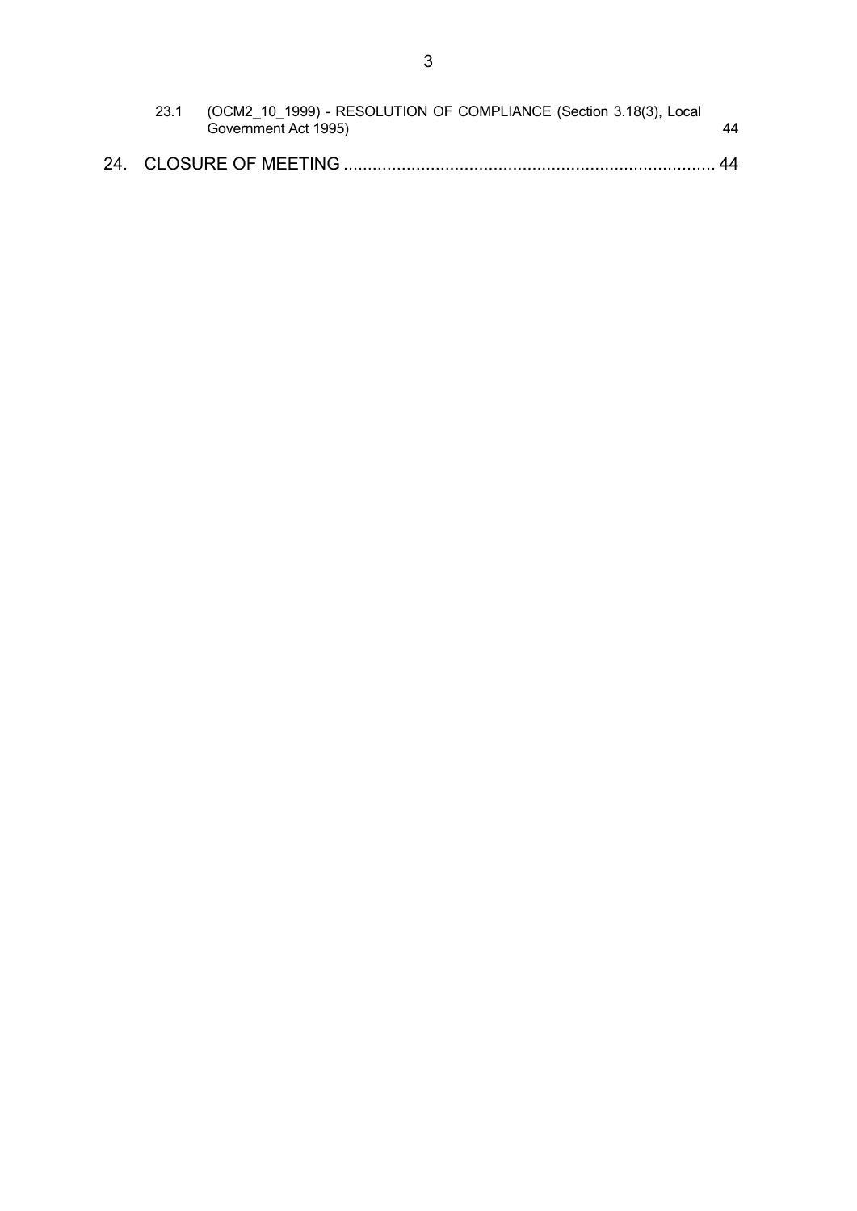23.1 (OCM2_10_1999) - RESOLUTION OF COMPLIANCE (Section 3.18(3), Local Government Act 1995) 44

24. CLOSURE OF MEETING ............................................................................ 44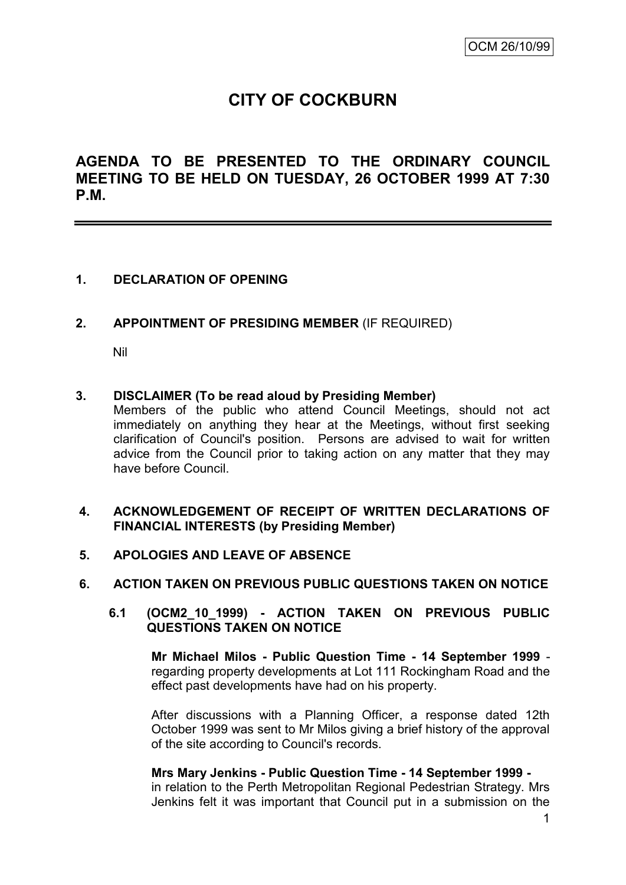OCM 26/10/99

# CITY OF COCKBURN

## AGENDA TO BE PRESENTED TO THE ORDINARY COUNCIL MEETING TO BE HELD ON TUESDAY, 26 OCTOBER 1999 AT 7:30 P.M.

---

**1. DECLARATION OF OPENING**

**2. APPOINTMENT OF PRESIDING MEMBER** (IF REQUIRED)

Nil

**3. DISCLAIMER (To be read aloud by Presiding Member)**

Members of the public who attend Council Meetings, should not act immediately on anything they hear at the Meetings, without first seeking clarification of Council's position. Persons are advised to wait for written advice from the Council prior to taking action on any matter that they may have before Council.

**4. ACKNOWLEDGEMENT OF RECEIPT OF WRITTEN DECLARATIONS OF FINANCIAL INTERESTS (by Presiding Member)**

**5. APOLOGIES AND LEAVE OF ABSENCE**

**6. ACTION TAKEN ON PREVIOUS PUBLIC QUESTIONS TAKEN ON NOTICE**

**6.1 (OCM2_10_1999) - ACTION TAKEN ON PREVIOUS PUBLIC QUESTIONS TAKEN ON NOTICE**

**Mr Michael Milos - Public Question Time - 14 September 1999** - regarding property developments at Lot 111 Rockingham Road and the effect past developments have had on his property.

After discussions with a Planning Officer, a response dated 12th October 1999 was sent to Mr Milos giving a brief history of the approval of the site according to Council's records.

**Mrs Mary Jenkins - Public Question Time - 14 September 1999 -** in relation to the Perth Metropolitan Regional Pedestrian Strategy. Mrs Jenkins felt it was important that Council put in a submission on the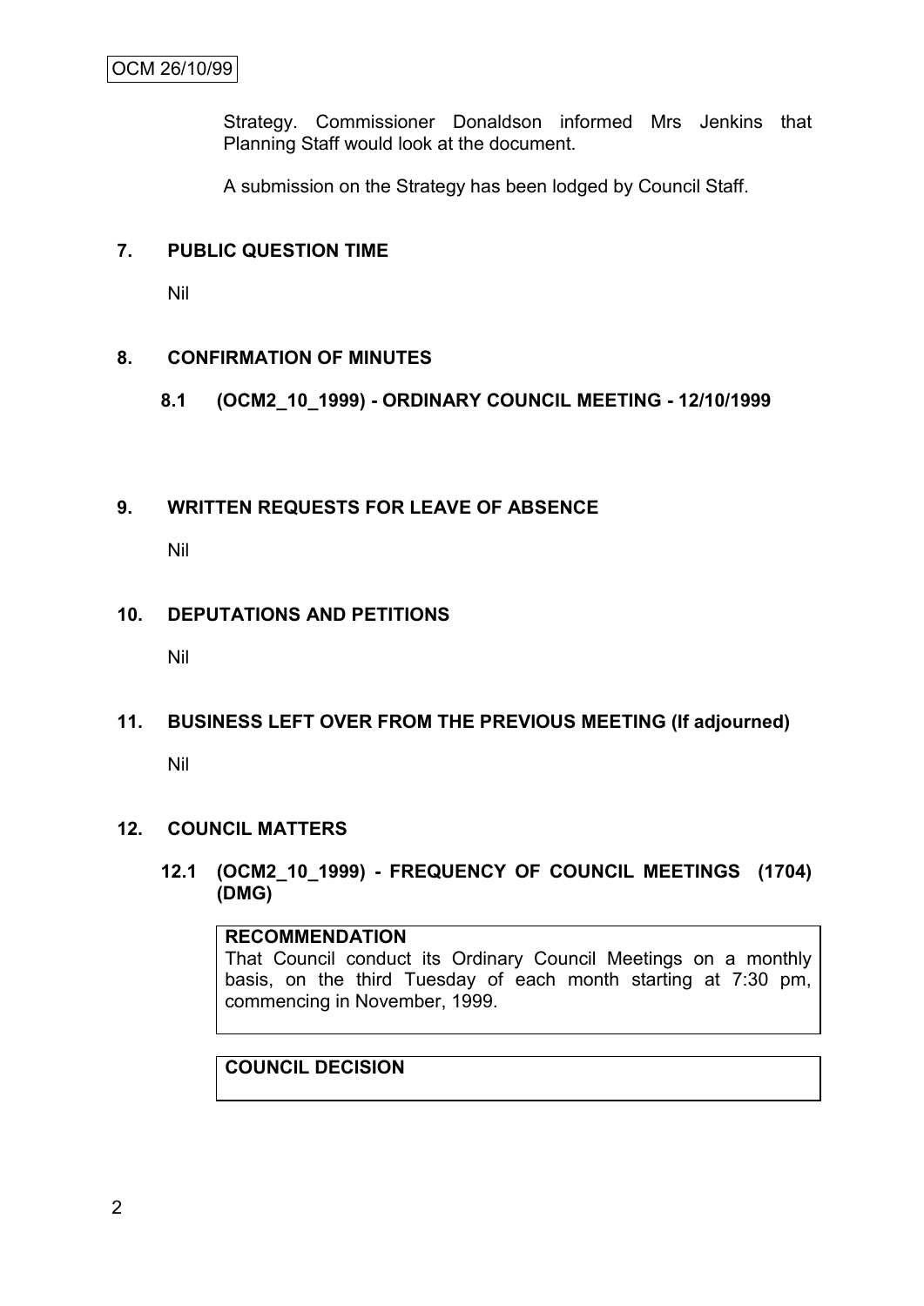Strategy. Commissioner Donaldson informed Mrs Jenkins that Planning Staff would look at the document.

A submission on the Strategy has been lodged by Council Staff.

## 7. PUBLIC QUESTION TIME

Nil

## 8. CONFIRMATION OF MINUTES

### 8.1 (OCM2_10_1999) - ORDINARY COUNCIL MEETING - 12/10/1999

## 9. WRITTEN REQUESTS FOR LEAVE OF ABSENCE

Nil

## 10. DEPUTATIONS AND PETITIONS

Nil

## 11. BUSINESS LEFT OVER FROM THE PREVIOUS MEETING (If adjourned)

Nil

## 12. COUNCIL MATTERS

### 12.1 (OCM2_10_1999) - FREQUENCY OF COUNCIL MEETINGS (1704) (DMG)

**RECOMMENDATION**

That Council conduct its Ordinary Council Meetings on a monthly basis, on the third Tuesday of each month starting at 7:30 pm, commencing in November, 1999.

**COUNCIL DECISION**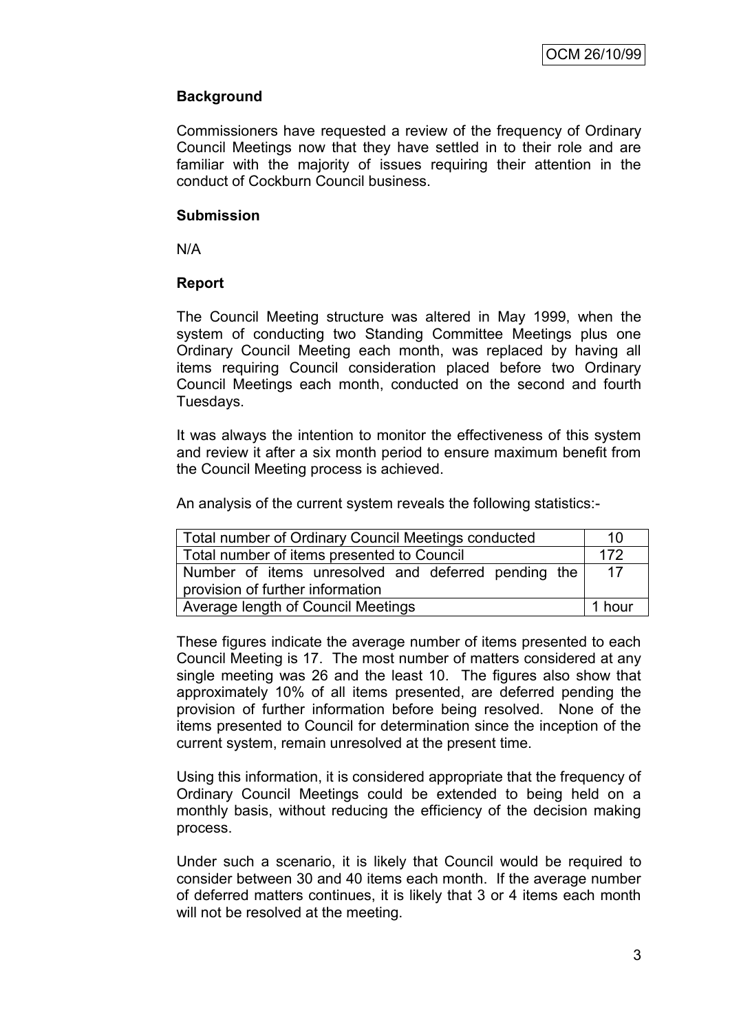**Background**

Commissioners have requested a review of the frequency of Ordinary Council Meetings now that they have settled in to their role and are familiar with the majority of issues requiring their attention in the conduct of Cockburn Council business.

**Submission**

N/A

**Report**

The Council Meeting structure was altered in May 1999, when the system of conducting two Standing Committee Meetings plus one Ordinary Council Meeting each month, was replaced by having all items requiring Council consideration placed before two Ordinary Council Meetings each month, conducted on the second and fourth Tuesdays.

It was always the intention to monitor the effectiveness of this system and review it after a six month period to ensure maximum benefit from the Council Meeting process is achieved.

An analysis of the current system reveals the following statistics:-

| | |
|---|---|
| Total number of Ordinary Council Meetings conducted | 10 |
| Total number of items presented to Council | 172 |
| Number of items unresolved and deferred pending the provision of further information | 17 |
| Average length of Council Meetings | 1 hour |

These figures indicate the average number of items presented to each Council Meeting is 17. The most number of matters considered at any single meeting was 26 and the least 10. The figures also show that approximately 10% of all items presented, are deferred pending the provision of further information before being resolved. None of the items presented to Council for determination since the inception of the current system, remain unresolved at the present time.

Using this information, it is considered appropriate that the frequency of Ordinary Council Meetings could be extended to being held on a monthly basis, without reducing the efficiency of the decision making process.

Under such a scenario, it is likely that Council would be required to consider between 30 and 40 items each month. If the average number of deferred matters continues, it is likely that 3 or 4 items each month will not be resolved at the meeting.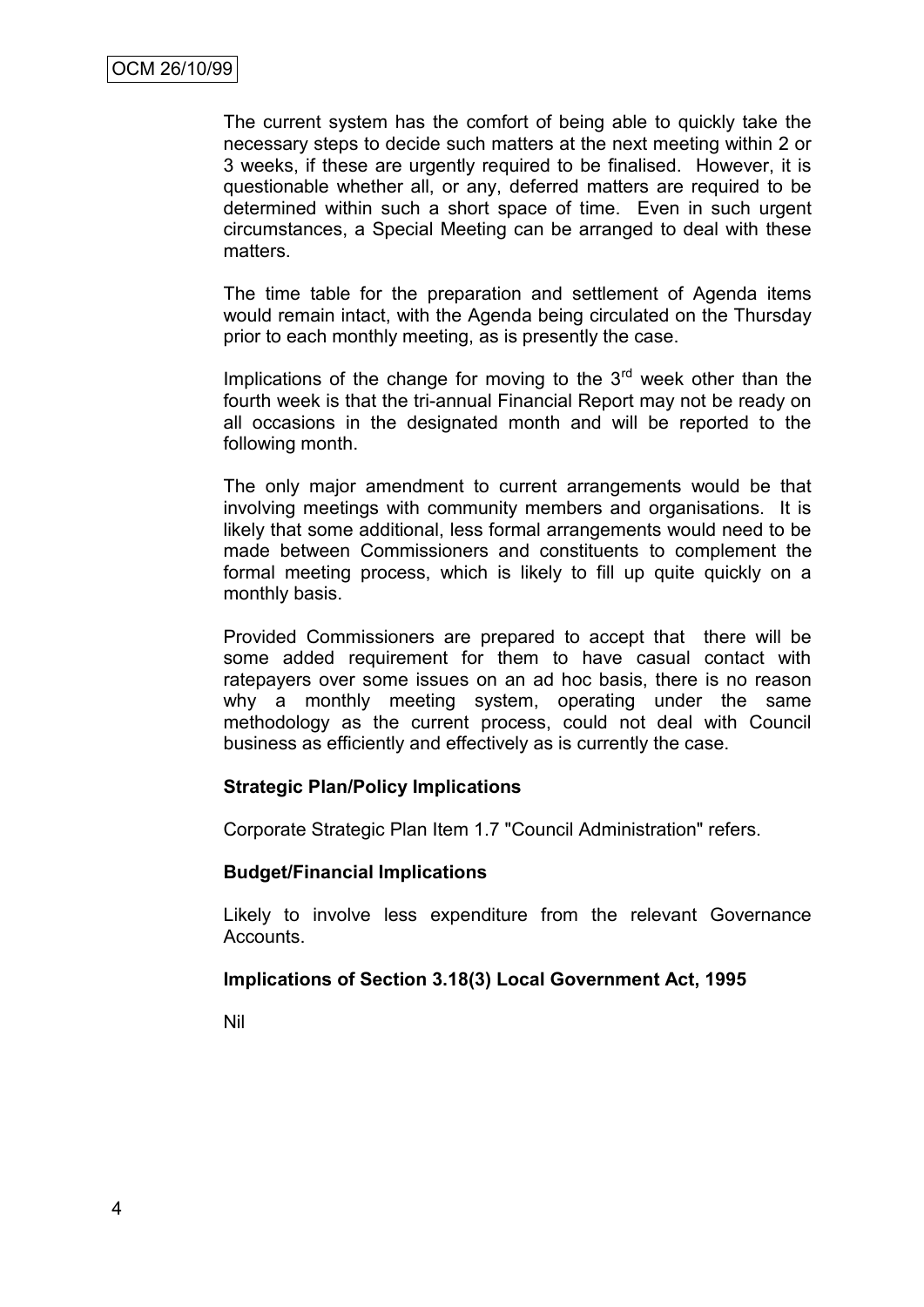The current system has the comfort of being able to quickly take the necessary steps to decide such matters at the next meeting within 2 or 3 weeks, if these are urgently required to be finalised. However, it is questionable whether all, or any, deferred matters are required to be determined within such a short space of time. Even in such urgent circumstances, a Special Meeting can be arranged to deal with these matters.

The time table for the preparation and settlement of Agenda items would remain intact, with the Agenda being circulated on the Thursday prior to each monthly meeting, as is presently the case.

Implications of the change for moving to the 3rd week other than the fourth week is that the tri-annual Financial Report may not be ready on all occasions in the designated month and will be reported to the following month.

The only major amendment to current arrangements would be that involving meetings with community members and organisations. It is likely that some additional, less formal arrangements would need to be made between Commissioners and constituents to complement the formal meeting process, which is likely to fill up quite quickly on a monthly basis.

Provided Commissioners are prepared to accept that there will be some added requirement for them to have casual contact with ratepayers over some issues on an ad hoc basis, there is no reason why a monthly meeting system, operating under the same methodology as the current process, could not deal with Council business as efficiently and effectively as is currently the case.

**Strategic Plan/Policy Implications**

Corporate Strategic Plan Item 1.7 "Council Administration" refers.

**Budget/Financial Implications**

Likely to involve less expenditure from the relevant Governance Accounts.

**Implications of Section 3.18(3) Local Government Act, 1995**

Nil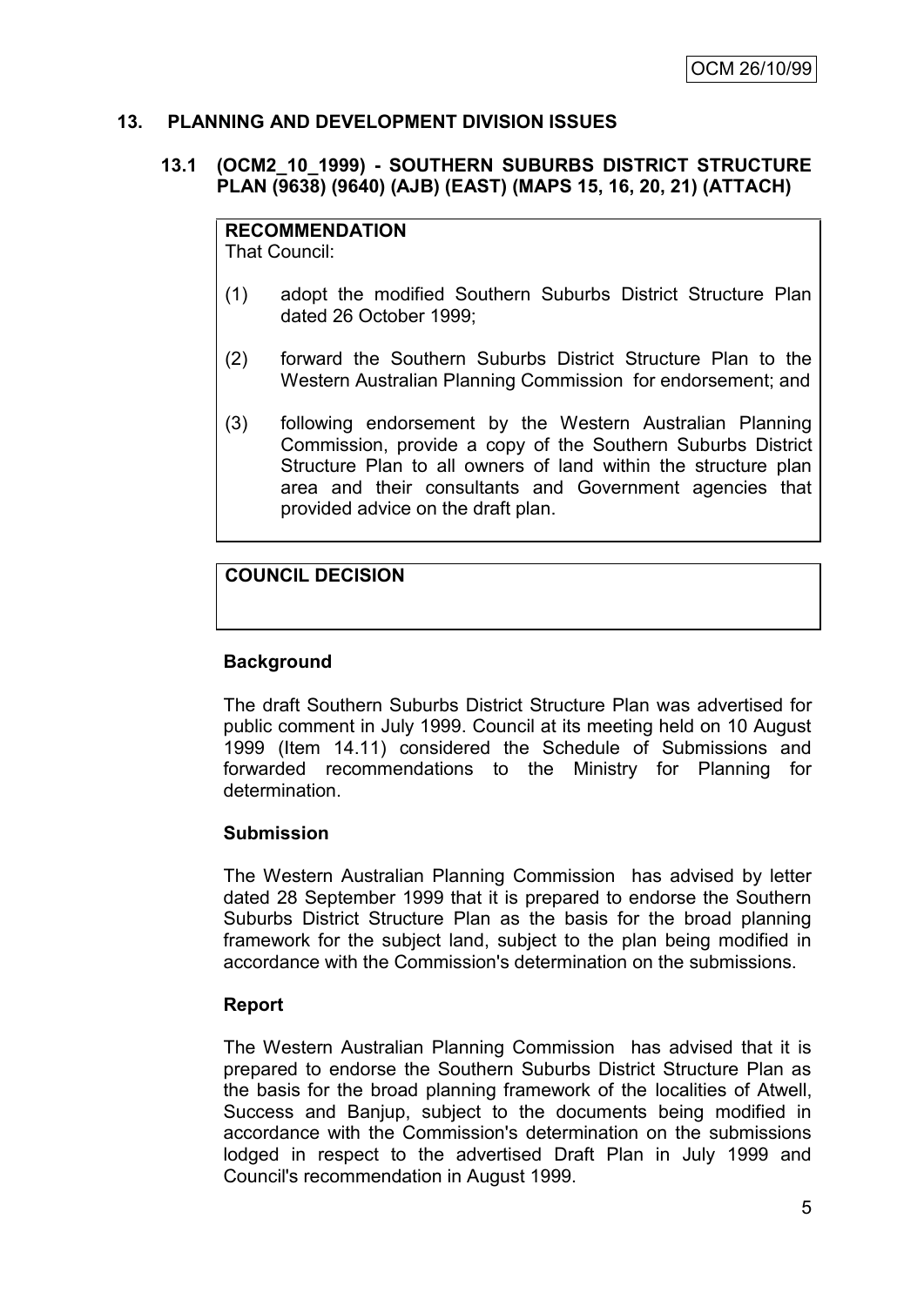## 13. PLANNING AND DEVELOPMENT DIVISION ISSUES

### 13.1 (OCM2_10_1999) - SOUTHERN SUBURBS DISTRICT STRUCTURE PLAN (9638) (9640) (AJB) (EAST) (MAPS 15, 16, 20, 21) (ATTACH)

**RECOMMENDATION**

That Council:

(1) adopt the modified Southern Suburbs District Structure Plan dated 26 October 1999;

(2) forward the Southern Suburbs District Structure Plan to the Western Australian Planning Commission for endorsement; and

(3) following endorsement by the Western Australian Planning Commission, provide a copy of the Southern Suburbs District Structure Plan to all owners of land within the structure plan area and their consultants and Government agencies that provided advice on the draft plan.

**COUNCIL DECISION**

**Background**

The draft Southern Suburbs District Structure Plan was advertised for public comment in July 1999. Council at its meeting held on 10 August 1999 (Item 14.11) considered the Schedule of Submissions and forwarded recommendations to the Ministry for Planning for determination.

**Submission**

The Western Australian Planning Commission has advised by letter dated 28 September 1999 that it is prepared to endorse the Southern Suburbs District Structure Plan as the basis for the broad planning framework for the subject land, subject to the plan being modified in accordance with the Commission's determination on the submissions.

**Report**

The Western Australian Planning Commission has advised that it is prepared to endorse the Southern Suburbs District Structure Plan as the basis for the broad planning framework of the localities of Atwell, Success and Banjup, subject to the documents being modified in accordance with the Commission's determination on the submissions lodged in respect to the advertised Draft Plan in July 1999 and Council's recommendation in August 1999.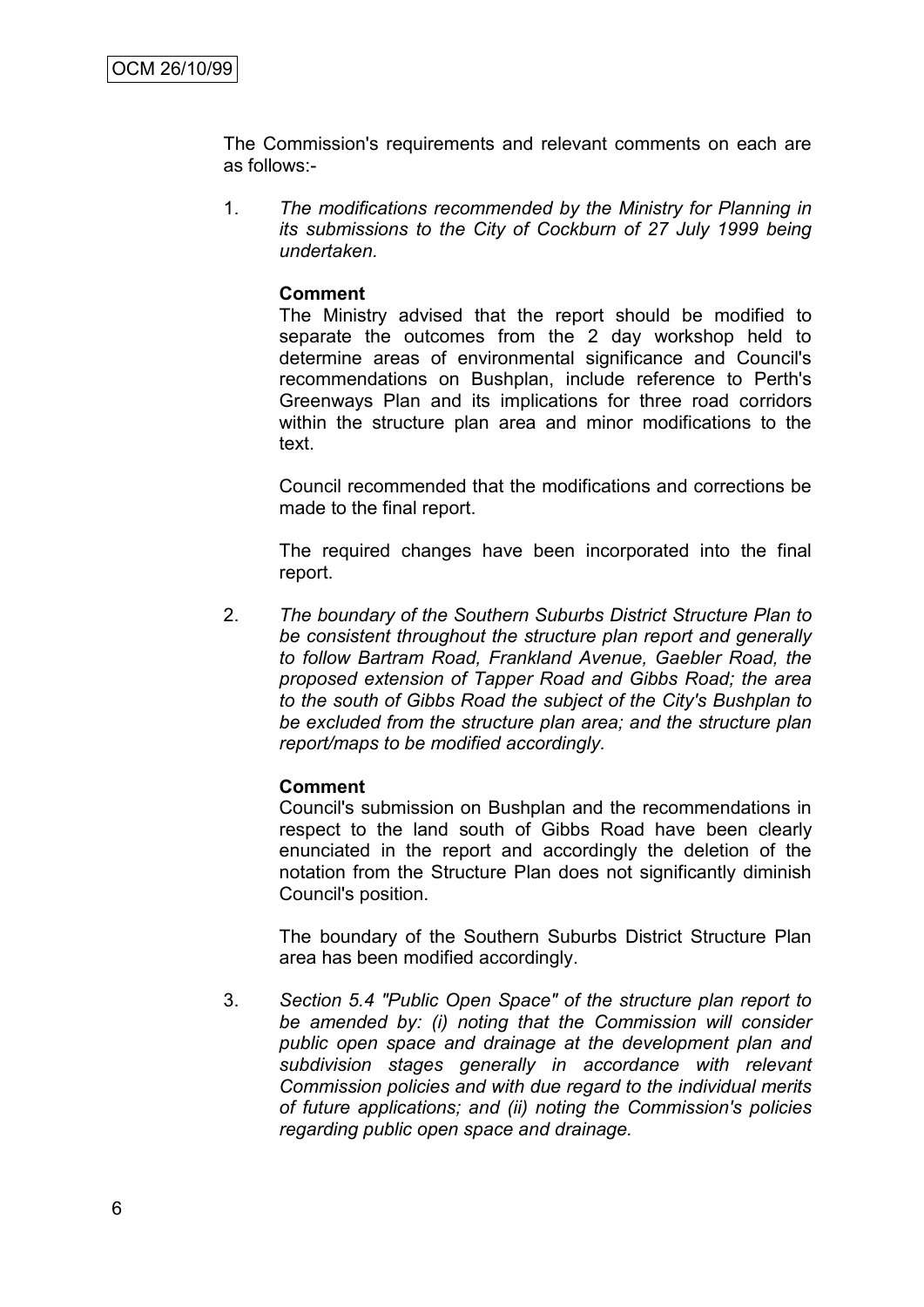The Commission's requirements and relevant comments on each are as follows:-

1. *The modifications recommended by the Ministry for Planning in its submissions to the City of Cockburn of 27 July 1999 being undertaken.*

   **Comment**
   The Ministry advised that the report should be modified to separate the outcomes from the 2 day workshop held to determine areas of environmental significance and Council's recommendations on Bushplan, include reference to Perth's Greenways Plan and its implications for three road corridors within the structure plan area and minor modifications to the text.

   Council recommended that the modifications and corrections be made to the final report.

   The required changes have been incorporated into the final report.

2. *The boundary of the Southern Suburbs District Structure Plan to be consistent throughout the structure plan report and generally to follow Bartram Road, Frankland Avenue, Gaebler Road, the proposed extension of Tapper Road and Gibbs Road; the area to the south of Gibbs Road the subject of the City's Bushplan to be excluded from the structure plan area; and the structure plan report/maps to be modified accordingly.*

   **Comment**
   Council's submission on Bushplan and the recommendations in respect to the land south of Gibbs Road have been clearly enunciated in the report and accordingly the deletion of the notation from the Structure Plan does not significantly diminish Council's position.

   The boundary of the Southern Suburbs District Structure Plan area has been modified accordingly.

3. *Section 5.4 "Public Open Space" of the structure plan report to be amended by: (i) noting that the Commission will consider public open space and drainage at the development plan and subdivision stages generally in accordance with relevant Commission policies and with due regard to the individual merits of future applications; and (ii) noting the Commission's policies regarding public open space and drainage.*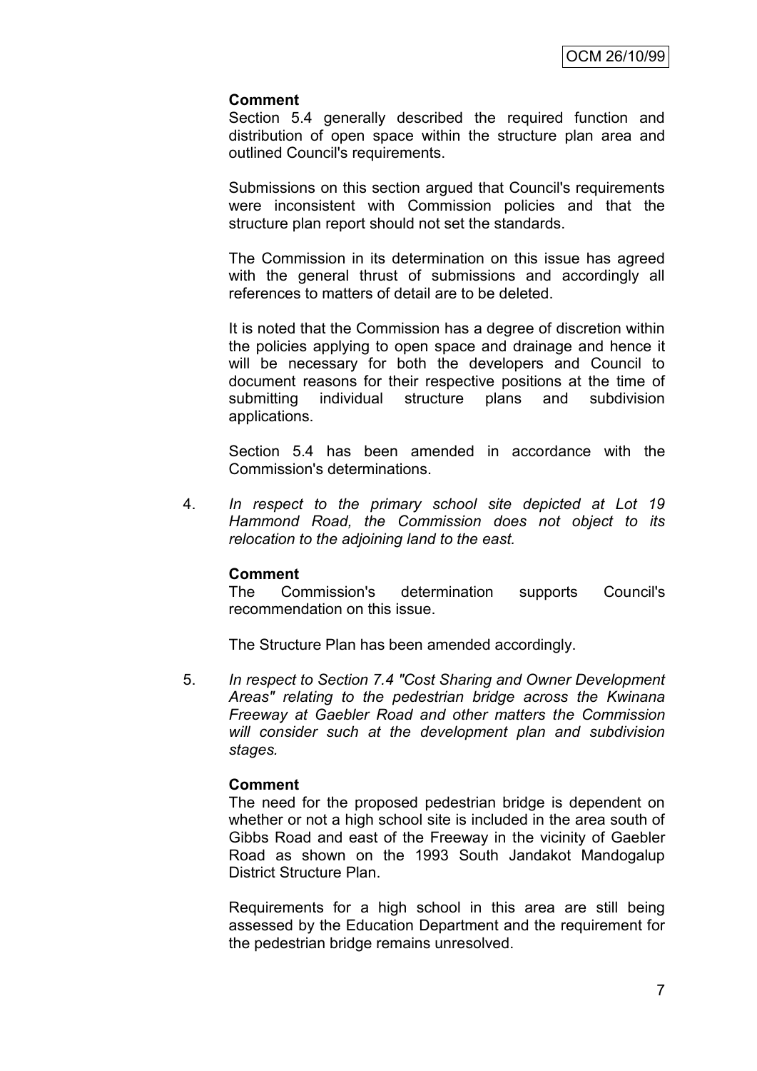**Comment**

Section 5.4 generally described the required function and distribution of open space within the structure plan area and outlined Council's requirements.

Submissions on this section argued that Council's requirements were inconsistent with Commission policies and that the structure plan report should not set the standards.

The Commission in its determination on this issue has agreed with the general thrust of submissions and accordingly all references to matters of detail are to be deleted.

It is noted that the Commission has a degree of discretion within the policies applying to open space and drainage and hence it will be necessary for both the developers and Council to document reasons for their respective positions at the time of submitting individual structure plans and subdivision applications.

Section 5.4 has been amended in accordance with the Commission's determinations.

4. *In respect to the primary school site depicted at Lot 19 Hammond Road, the Commission does not object to its relocation to the adjoining land to the east.*

**Comment**

The Commission's determination supports Council's recommendation on this issue.

The Structure Plan has been amended accordingly.

5. *In respect to Section 7.4 "Cost Sharing and Owner Development Areas" relating to the pedestrian bridge across the Kwinana Freeway at Gaebler Road and other matters the Commission will consider such at the development plan and subdivision stages.*

**Comment**

The need for the proposed pedestrian bridge is dependent on whether or not a high school site is included in the area south of Gibbs Road and east of the Freeway in the vicinity of Gaebler Road as shown on the 1993 South Jandakot Mandogalup District Structure Plan.

Requirements for a high school in this area are still being assessed by the Education Department and the requirement for the pedestrian bridge remains unresolved.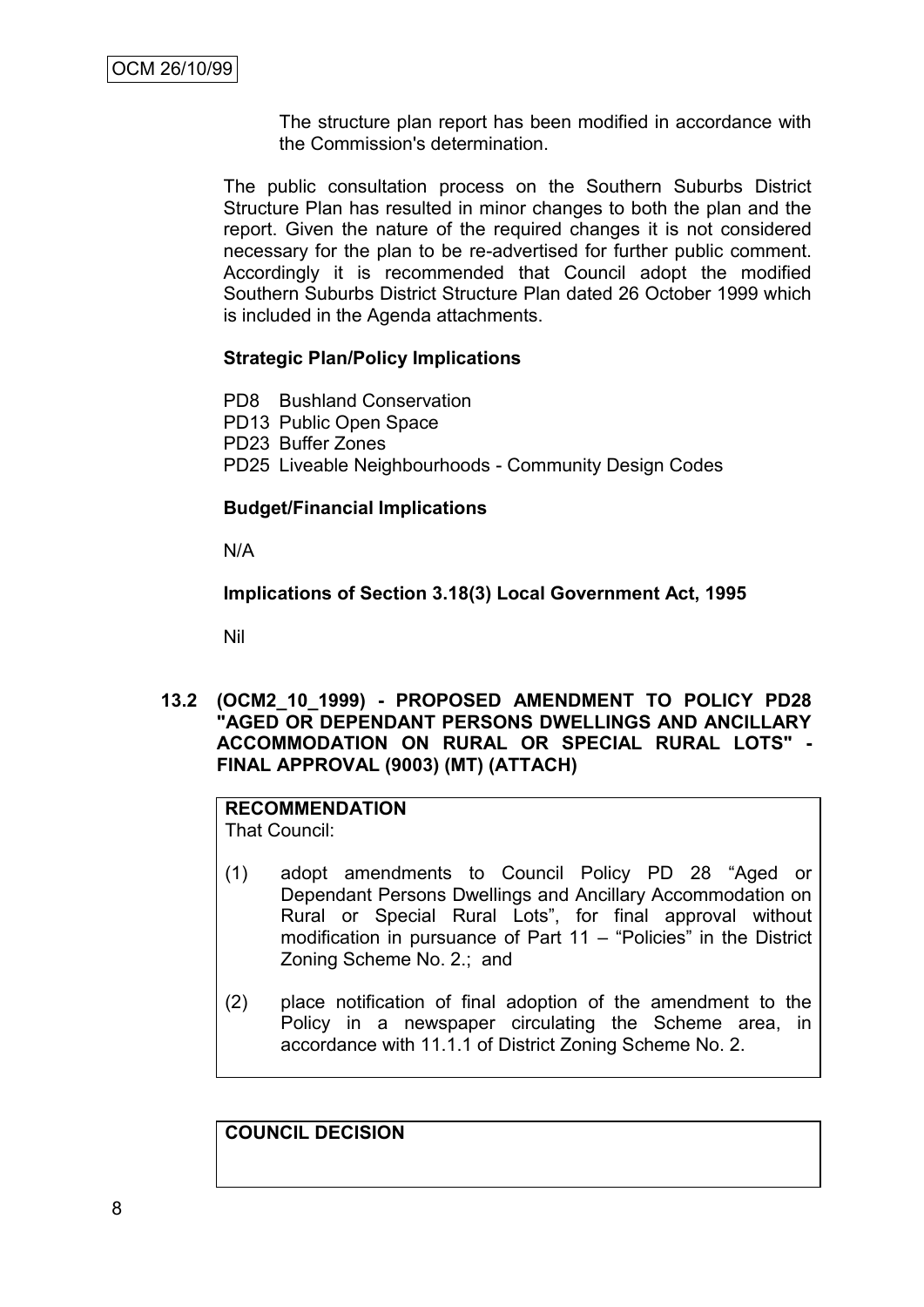The structure plan report has been modified in accordance with the Commission's determination.

The public consultation process on the Southern Suburbs District Structure Plan has resulted in minor changes to both the plan and the report. Given the nature of the required changes it is not considered necessary for the plan to be re-advertised for further public comment. Accordingly it is recommended that Council adopt the modified Southern Suburbs District Structure Plan dated 26 October 1999 which is included in the Agenda attachments.

**Strategic Plan/Policy Implications**

PD8 Bushland Conservation
PD13 Public Open Space
PD23 Buffer Zones
PD25 Liveable Neighbourhoods - Community Design Codes

**Budget/Financial Implications**

N/A

**Implications of Section 3.18(3) Local Government Act, 1995**

Nil

## 13.2 (OCM2_10_1999) - PROPOSED AMENDMENT TO POLICY PD28 "AGED OR DEPENDANT PERSONS DWELLINGS AND ANCILLARY ACCOMMODATION ON RURAL OR SPECIAL RURAL LOTS" - FINAL APPROVAL (9003) (MT) (ATTACH)

**RECOMMENDATION**
That Council:

(1) adopt amendments to Council Policy PD 28 "Aged or Dependant Persons Dwellings and Ancillary Accommodation on Rural or Special Rural Lots", for final approval without modification in pursuance of Part 11 – "Policies" in the District Zoning Scheme No. 2.; and

(2) place notification of final adoption of the amendment to the Policy in a newspaper circulating the Scheme area, in accordance with 11.1.1 of District Zoning Scheme No. 2.

**COUNCIL DECISION**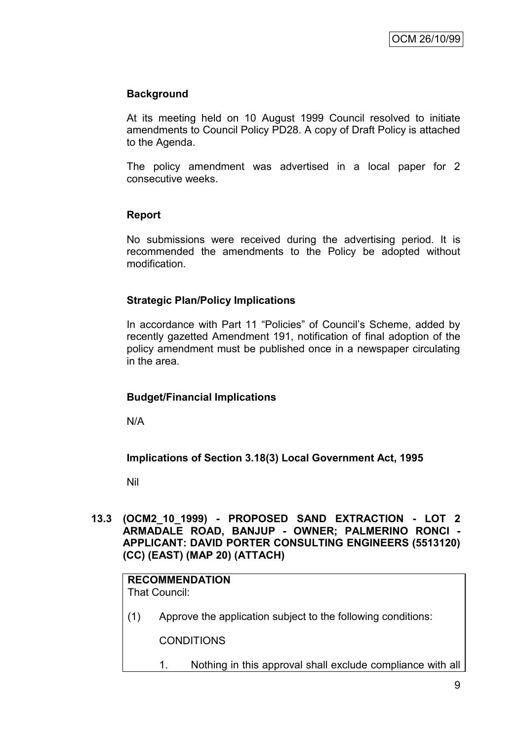### Background

At its meeting held on 10 August 1999 Council resolved to initiate amendments to Council Policy PD28. A copy of Draft Policy is attached to the Agenda.

The policy amendment was advertised in a local paper for 2 consecutive weeks.

### Report

No submissions were received during the advertising period. It is recommended the amendments to the Policy be adopted without modification.

### Strategic Plan/Policy Implications

In accordance with Part 11 "Policies" of Council's Scheme, added by recently gazetted Amendment 191, notification of final adoption of the policy amendment must be published once in a newspaper circulating in the area.

### Budget/Financial Implications

N/A

### Implications of Section 3.18(3) Local Government Act, 1995

Nil

## 13.3 (OCM2_10_1999) - PROPOSED SAND EXTRACTION - LOT 2 ARMADALE ROAD, BANJUP - OWNER; PALMERINO RONCI - APPLICANT: DAVID PORTER CONSULTING ENGINEERS (5513120) (CC) (EAST) (MAP 20) (ATTACH)

**RECOMMENDATION**
That Council:

(1) Approve the application subject to the following conditions:

CONDITIONS

1. Nothing in this approval shall exclude compliance with all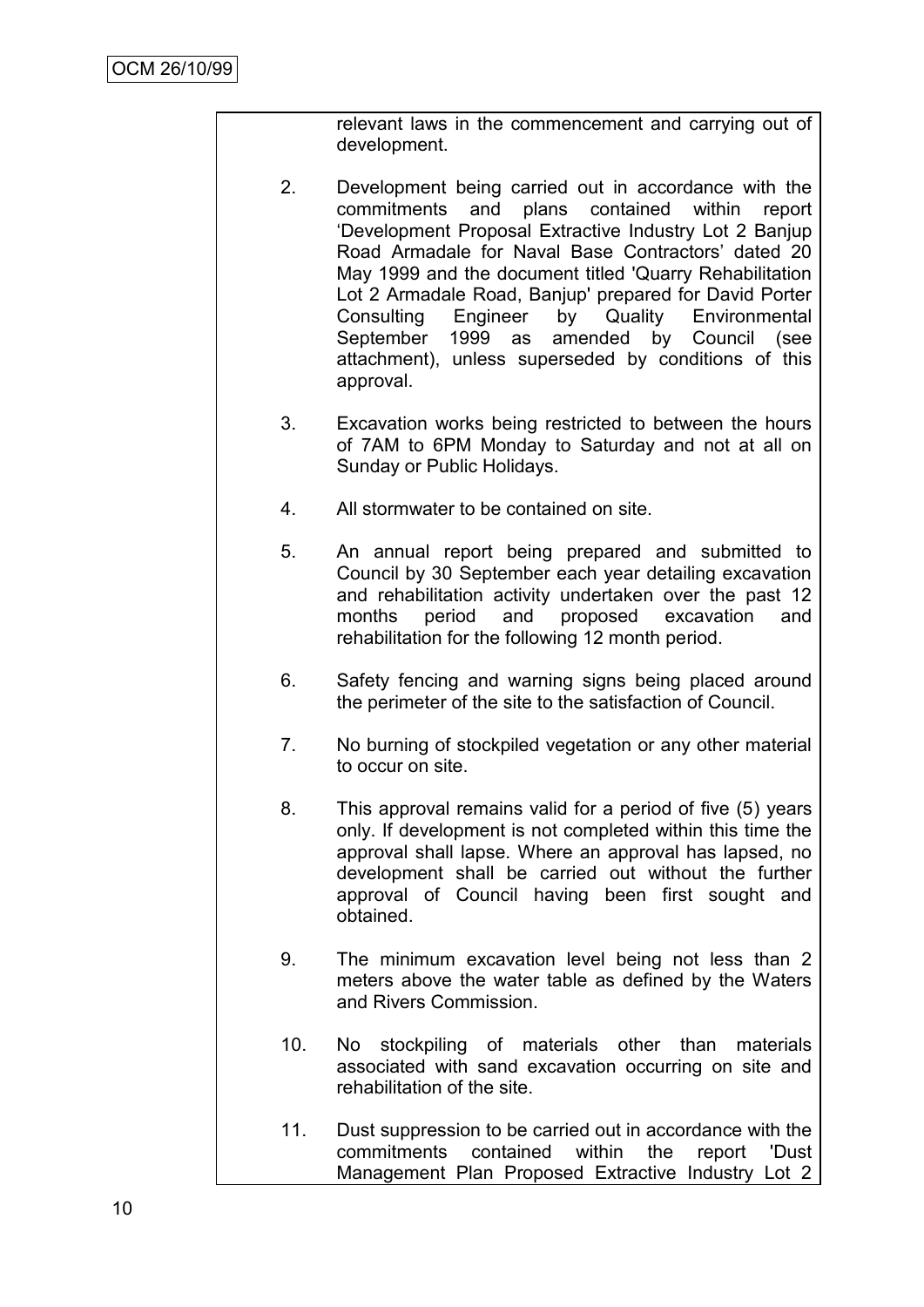relevant laws in the commencement and carrying out of development.

2. Development being carried out in accordance with the commitments and plans contained within report 'Development Proposal Extractive Industry Lot 2 Banjup Road Armadale for Naval Base Contractors' dated 20 May 1999 and the document titled 'Quarry Rehabilitation Lot 2 Armadale Road, Banjup' prepared for David Porter Consulting Engineer by Quality Environmental September 1999 as amended by Council (see attachment), unless superseded by conditions of this approval.

3. Excavation works being restricted to between the hours of 7AM to 6PM Monday to Saturday and not at all on Sunday or Public Holidays.

4. All stormwater to be contained on site.

5. An annual report being prepared and submitted to Council by 30 September each year detailing excavation and rehabilitation activity undertaken over the past 12 months period and proposed excavation and rehabilitation for the following 12 month period.

6. Safety fencing and warning signs being placed around the perimeter of the site to the satisfaction of Council.

7. No burning of stockpiled vegetation or any other material to occur on site.

8. This approval remains valid for a period of five (5) years only. If development is not completed within this time the approval shall lapse. Where an approval has lapsed, no development shall be carried out without the further approval of Council having been first sought and obtained.

9. The minimum excavation level being not less than 2 meters above the water table as defined by the Waters and Rivers Commission.

10. No stockpiling of materials other than materials associated with sand excavation occurring on site and rehabilitation of the site.

11. Dust suppression to be carried out in accordance with the commitments contained within the report 'Dust Management Plan Proposed Extractive Industry Lot 2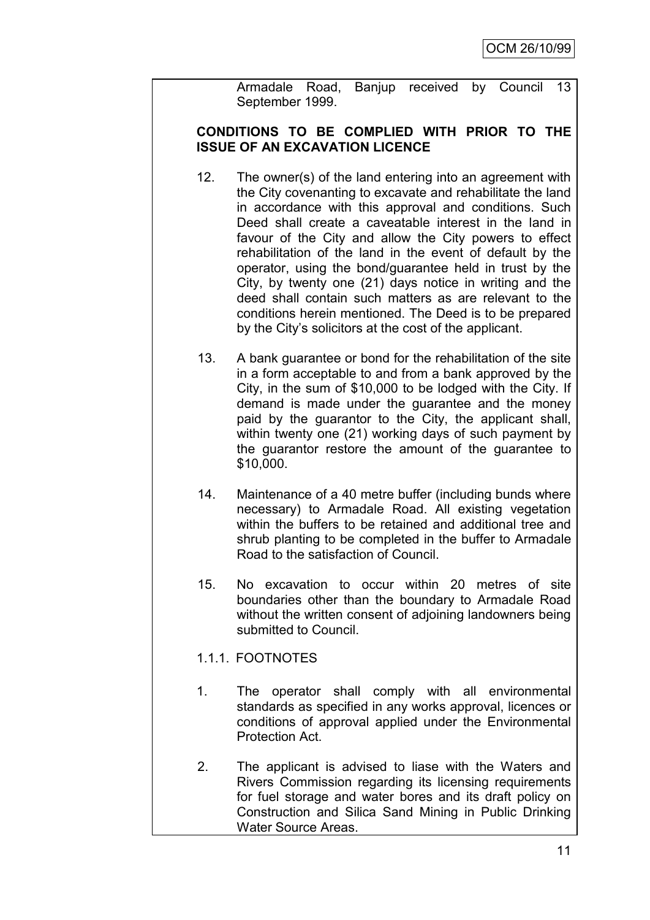Armadale Road, Banjup received by Council 13 September 1999.

**CONDITIONS TO BE COMPLIED WITH PRIOR TO THE ISSUE OF AN EXCAVATION LICENCE**

12. The owner(s) of the land entering into an agreement with the City covenanting to excavate and rehabilitate the land in accordance with this approval and conditions. Such Deed shall create a caveatable interest in the land in favour of the City and allow the City powers to effect rehabilitation of the land in the event of default by the operator, using the bond/guarantee held in trust by the City, by twenty one (21) days notice in writing and the deed shall contain such matters as are relevant to the conditions herein mentioned. The Deed is to be prepared by the City's solicitors at the cost of the applicant.

13. A bank guarantee or bond for the rehabilitation of the site in a form acceptable to and from a bank approved by the City, in the sum of $10,000 to be lodged with the City. If demand is made under the guarantee and the money paid by the guarantor to the City, the applicant shall, within twenty one (21) working days of such payment by the guarantor restore the amount of the guarantee to $10,000.

14. Maintenance of a 40 metre buffer (including bunds where necessary) to Armadale Road. All existing vegetation within the buffers to be retained and additional tree and shrub planting to be completed in the buffer to Armadale Road to the satisfaction of Council.

15. No excavation to occur within 20 metres of site boundaries other than the boundary to Armadale Road without the written consent of adjoining landowners being submitted to Council.

1.1.1. FOOTNOTES

1. The operator shall comply with all environmental standards as specified in any works approval, licences or conditions of approval applied under the Environmental Protection Act.

2. The applicant is advised to liase with the Waters and Rivers Commission regarding its licensing requirements for fuel storage and water bores and its draft policy on Construction and Silica Sand Mining in Public Drinking Water Source Areas.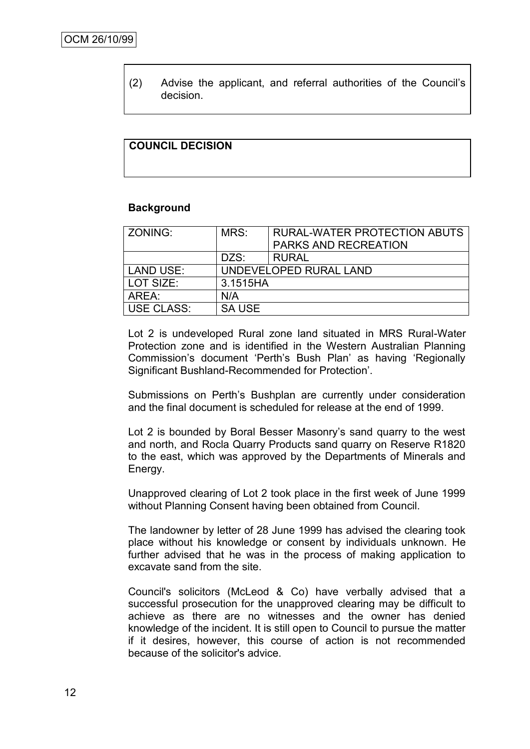(2) Advise the applicant, and referral authorities of the Council's decision.

**COUNCIL DECISION**

**Background**

| ZONING: | MRS: | RURAL-WATER PROTECTION ABUTS PARKS AND RECREATION |
|---|---|---|
| | DZS: | RURAL |
| LAND USE: | UNDEVELOPED RURAL LAND | |
| LOT SIZE: | 3.1515HA | |
| AREA: | N/A | |
| USE CLASS: | SA USE | |

Lot 2 is undeveloped Rural zone land situated in MRS Rural-Water Protection zone and is identified in the Western Australian Planning Commission's document 'Perth's Bush Plan' as having 'Regionally Significant Bushland-Recommended for Protection'.

Submissions on Perth's Bushplan are currently under consideration and the final document is scheduled for release at the end of 1999.

Lot 2 is bounded by Boral Besser Masonry's sand quarry to the west and north, and Rocla Quarry Products sand quarry on Reserve R1820 to the east, which was approved by the Departments of Minerals and Energy.

Unapproved clearing of Lot 2 took place in the first week of June 1999 without Planning Consent having been obtained from Council.

The landowner by letter of 28 June 1999 has advised the clearing took place without his knowledge or consent by individuals unknown. He further advised that he was in the process of making application to excavate sand from the site.

Council's solicitors (McLeod & Co) have verbally advised that a successful prosecution for the unapproved clearing may be difficult to achieve as there are no witnesses and the owner has denied knowledge of the incident. It is still open to Council to pursue the matter if it desires, however, this course of action is not recommended because of the solicitor's advice.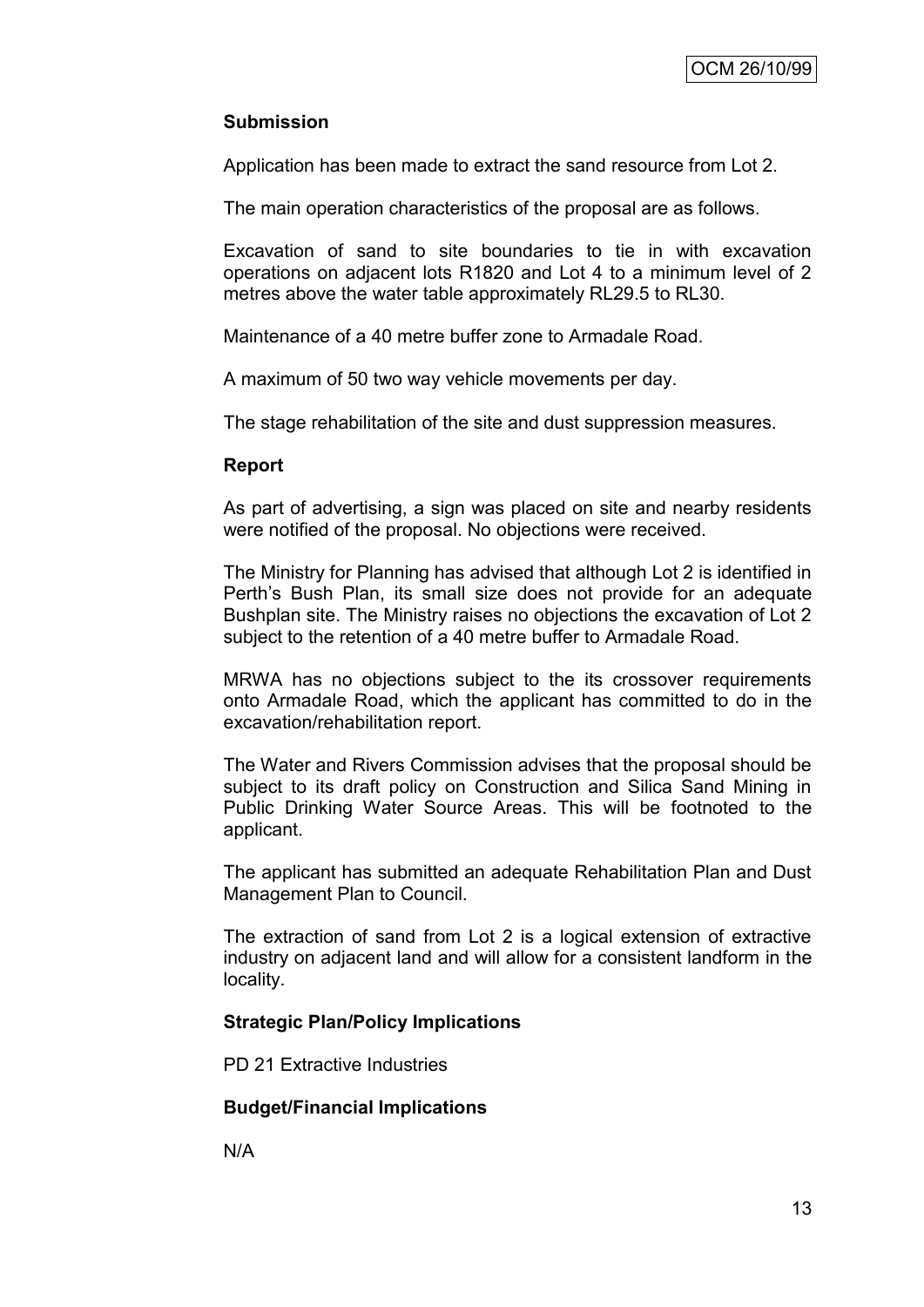### Submission

Application has been made to extract the sand resource from Lot 2.

The main operation characteristics of the proposal are as follows.

Excavation of sand to site boundaries to tie in with excavation operations on adjacent lots R1820 and Lot 4 to a minimum level of 2 metres above the water table approximately RL29.5 to RL30.

Maintenance of a 40 metre buffer zone to Armadale Road.

A maximum of 50 two way vehicle movements per day.

The stage rehabilitation of the site and dust suppression measures.

### Report

As part of advertising, a sign was placed on site and nearby residents were notified of the proposal. No objections were received.

The Ministry for Planning has advised that although Lot 2 is identified in Perth's Bush Plan, its small size does not provide for an adequate Bushplan site. The Ministry raises no objections the excavation of Lot 2 subject to the retention of a 40 metre buffer to Armadale Road.

MRWA has no objections subject to the its crossover requirements onto Armadale Road, which the applicant has committed to do in the excavation/rehabilitation report.

The Water and Rivers Commission advises that the proposal should be subject to its draft policy on Construction and Silica Sand Mining in Public Drinking Water Source Areas. This will be footnoted to the applicant.

The applicant has submitted an adequate Rehabilitation Plan and Dust Management Plan to Council.

The extraction of sand from Lot 2 is a logical extension of extractive industry on adjacent land and will allow for a consistent landform in the locality.

### Strategic Plan/Policy Implications

PD 21 Extractive Industries

### Budget/Financial Implications

N/A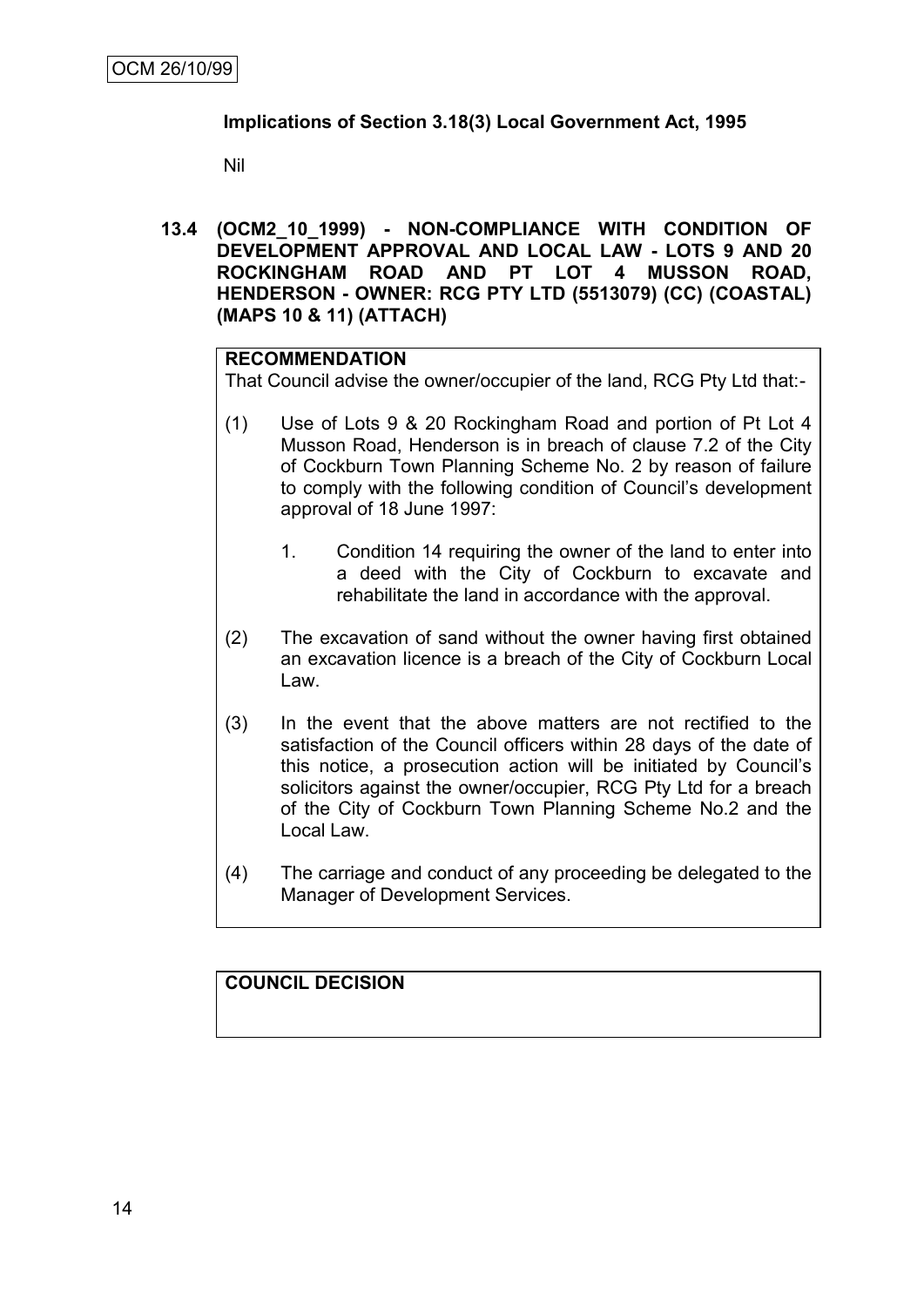**Implications of Section 3.18(3) Local Government Act, 1995**

Nil

**13.4 (OCM2_10_1999) - NON-COMPLIANCE WITH CONDITION OF DEVELOPMENT APPROVAL AND LOCAL LAW - LOTS 9 AND 20 ROCKINGHAM ROAD AND PT LOT 4 MUSSON ROAD, HENDERSON - OWNER: RCG PTY LTD (5513079) (CC) (COASTAL) (MAPS 10 & 11) (ATTACH)**

**RECOMMENDATION**

That Council advise the owner/occupier of the land, RCG Pty Ltd that:-

(1) Use of Lots 9 & 20 Rockingham Road and portion of Pt Lot 4 Musson Road, Henderson is in breach of clause 7.2 of the City of Cockburn Town Planning Scheme No. 2 by reason of failure to comply with the following condition of Council's development approval of 18 June 1997:

   1. Condition 14 requiring the owner of the land to enter into a deed with the City of Cockburn to excavate and rehabilitate the land in accordance with the approval.

(2) The excavation of sand without the owner having first obtained an excavation licence is a breach of the City of Cockburn Local Law.

(3) In the event that the above matters are not rectified to the satisfaction of the Council officers within 28 days of the date of this notice, a prosecution action will be initiated by Council's solicitors against the owner/occupier, RCG Pty Ltd for a breach of the City of Cockburn Town Planning Scheme No.2 and the Local Law.

(4) The carriage and conduct of any proceeding be delegated to the Manager of Development Services.

**COUNCIL DECISION**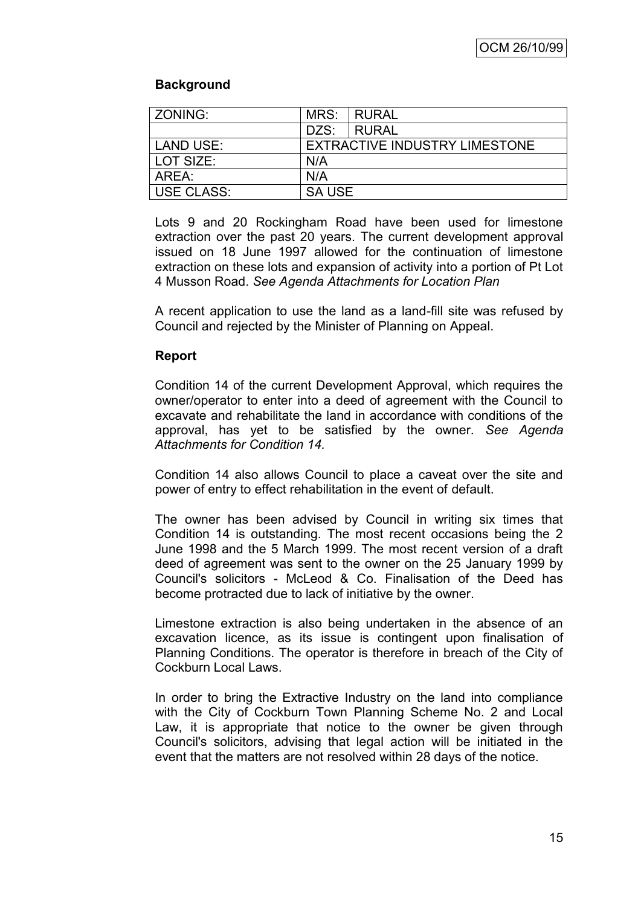**Background**

| ZONING: | MRS: | RURAL |
| --- | --- | --- |
| | DZS: | RURAL |
| LAND USE: | EXTRACTIVE INDUSTRY LIMESTONE | |
| LOT SIZE: | N/A | |
| AREA: | N/A | |
| USE CLASS: | SA USE | |

Lots 9 and 20 Rockingham Road have been used for limestone extraction over the past 20 years. The current development approval issued on 18 June 1997 allowed for the continuation of limestone extraction on these lots and expansion of activity into a portion of Pt Lot 4 Musson Road. *See Agenda Attachments for Location Plan*

A recent application to use the land as a land-fill site was refused by Council and rejected by the Minister of Planning on Appeal.

**Report**

Condition 14 of the current Development Approval, which requires the owner/operator to enter into a deed of agreement with the Council to excavate and rehabilitate the land in accordance with conditions of the approval, has yet to be satisfied by the owner. *See Agenda Attachments for Condition 14.*

Condition 14 also allows Council to place a caveat over the site and power of entry to effect rehabilitation in the event of default.

The owner has been advised by Council in writing six times that Condition 14 is outstanding. The most recent occasions being the 2 June 1998 and the 5 March 1999. The most recent version of a draft deed of agreement was sent to the owner on the 25 January 1999 by Council's solicitors - McLeod & Co. Finalisation of the Deed has become protracted due to lack of initiative by the owner.

Limestone extraction is also being undertaken in the absence of an excavation licence, as its issue is contingent upon finalisation of Planning Conditions. The operator is therefore in breach of the City of Cockburn Local Laws.

In order to bring the Extractive Industry on the land into compliance with the City of Cockburn Town Planning Scheme No. 2 and Local Law, it is appropriate that notice to the owner be given through Council's solicitors, advising that legal action will be initiated in the event that the matters are not resolved within 28 days of the notice.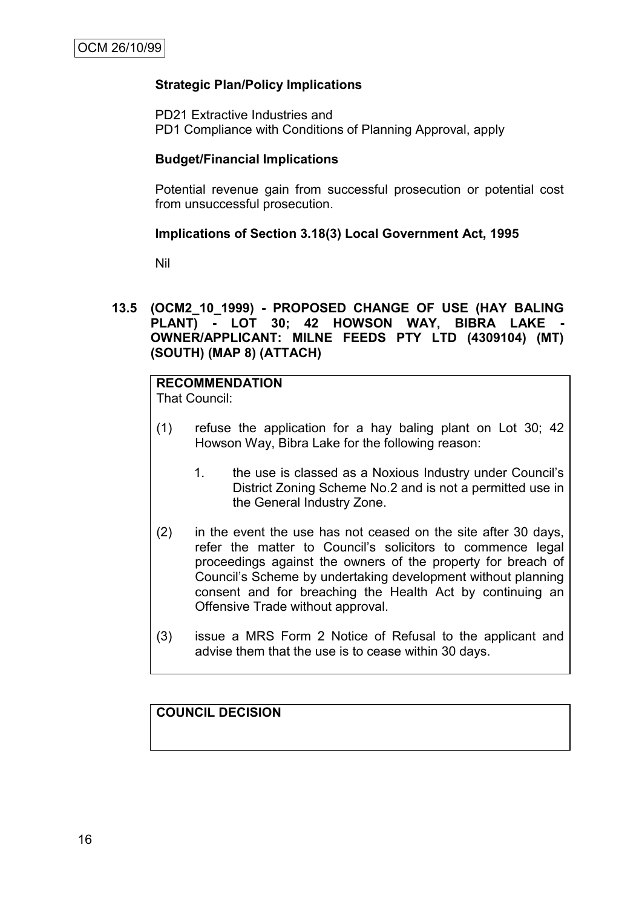**Strategic Plan/Policy Implications**

PD21 Extractive Industries and
PD1 Compliance with Conditions of Planning Approval, apply

**Budget/Financial Implications**

Potential revenue gain from successful prosecution or potential cost from unsuccessful prosecution.

**Implications of Section 3.18(3) Local Government Act, 1995**

Nil

### 13.5 (OCM2_10_1999) - PROPOSED CHANGE OF USE (HAY BALING PLANT) - LOT 30; 42 HOWSON WAY, BIBRA LAKE - OWNER/APPLICANT: MILNE FEEDS PTY LTD (4309104) (MT) (SOUTH) (MAP 8) (ATTACH)

**RECOMMENDATION**
That Council:

(1) refuse the application for a hay baling plant on Lot 30; 42 Howson Way, Bibra Lake for the following reason:

1. the use is classed as a Noxious Industry under Council's District Zoning Scheme No.2 and is not a permitted use in the General Industry Zone.

(2) in the event the use has not ceased on the site after 30 days, refer the matter to Council's solicitors to commence legal proceedings against the owners of the property for breach of Council's Scheme by undertaking development without planning consent and for breaching the Health Act by continuing an Offensive Trade without approval.

(3) issue a MRS Form 2 Notice of Refusal to the applicant and advise them that the use is to cease within 30 days.

**COUNCIL DECISION**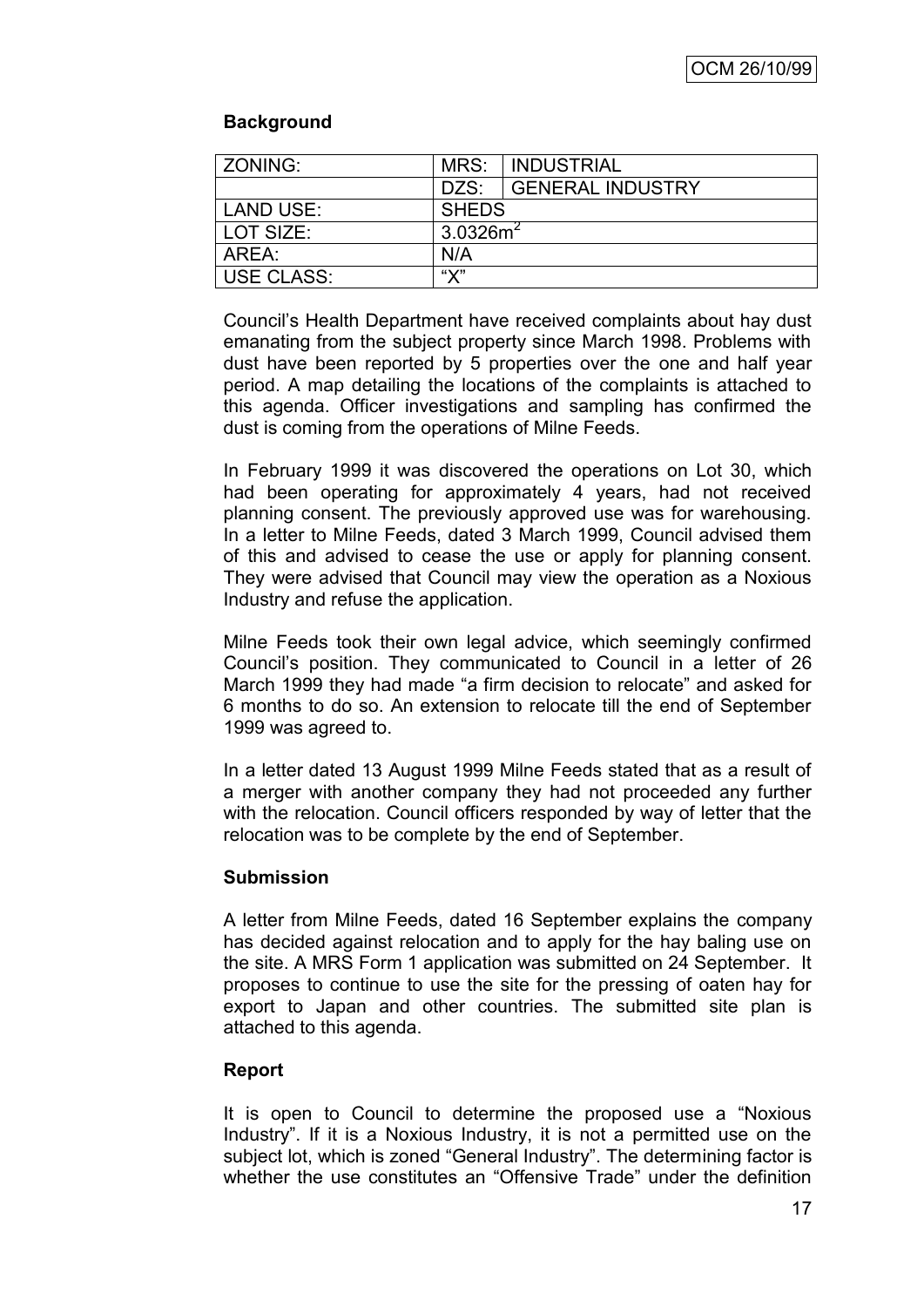### Background

| ZONING: | MRS: | INDUSTRIAL |
|---|---|---|
| | DZS: | GENERAL INDUSTRY |
| LAND USE: | SHEDS | |
| LOT SIZE: | $3.0326m^2$ | |
| AREA: | N/A | |
| USE CLASS: | “X” | |

Council's Health Department have received complaints about hay dust emanating from the subject property since March 1998. Problems with dust have been reported by 5 properties over the one and half year period. A map detailing the locations of the complaints is attached to this agenda. Officer investigations and sampling has confirmed the dust is coming from the operations of Milne Feeds.

In February 1999 it was discovered the operations on Lot 30, which had been operating for approximately 4 years, had not received planning consent. The previously approved use was for warehousing. In a letter to Milne Feeds, dated 3 March 1999, Council advised them of this and advised to cease the use or apply for planning consent. They were advised that Council may view the operation as a Noxious Industry and refuse the application.

Milne Feeds took their own legal advice, which seemingly confirmed Council's position. They communicated to Council in a letter of 26 March 1999 they had made “a firm decision to relocate” and asked for 6 months to do so. An extension to relocate till the end of September 1999 was agreed to.

In a letter dated 13 August 1999 Milne Feeds stated that as a result of a merger with another company they had not proceeded any further with the relocation. Council officers responded by way of letter that the relocation was to be complete by the end of September.

### Submission

A letter from Milne Feeds, dated 16 September explains the company has decided against relocation and to apply for the hay baling use on the site. A MRS Form 1 application was submitted on 24 September. It proposes to continue to use the site for the pressing of oaten hay for export to Japan and other countries. The submitted site plan is attached to this agenda.

### Report

It is open to Council to determine the proposed use a “Noxious Industry”. If it is a Noxious Industry, it is not a permitted use on the subject lot, which is zoned “General Industry”. The determining factor is whether the use constitutes an “Offensive Trade” under the definition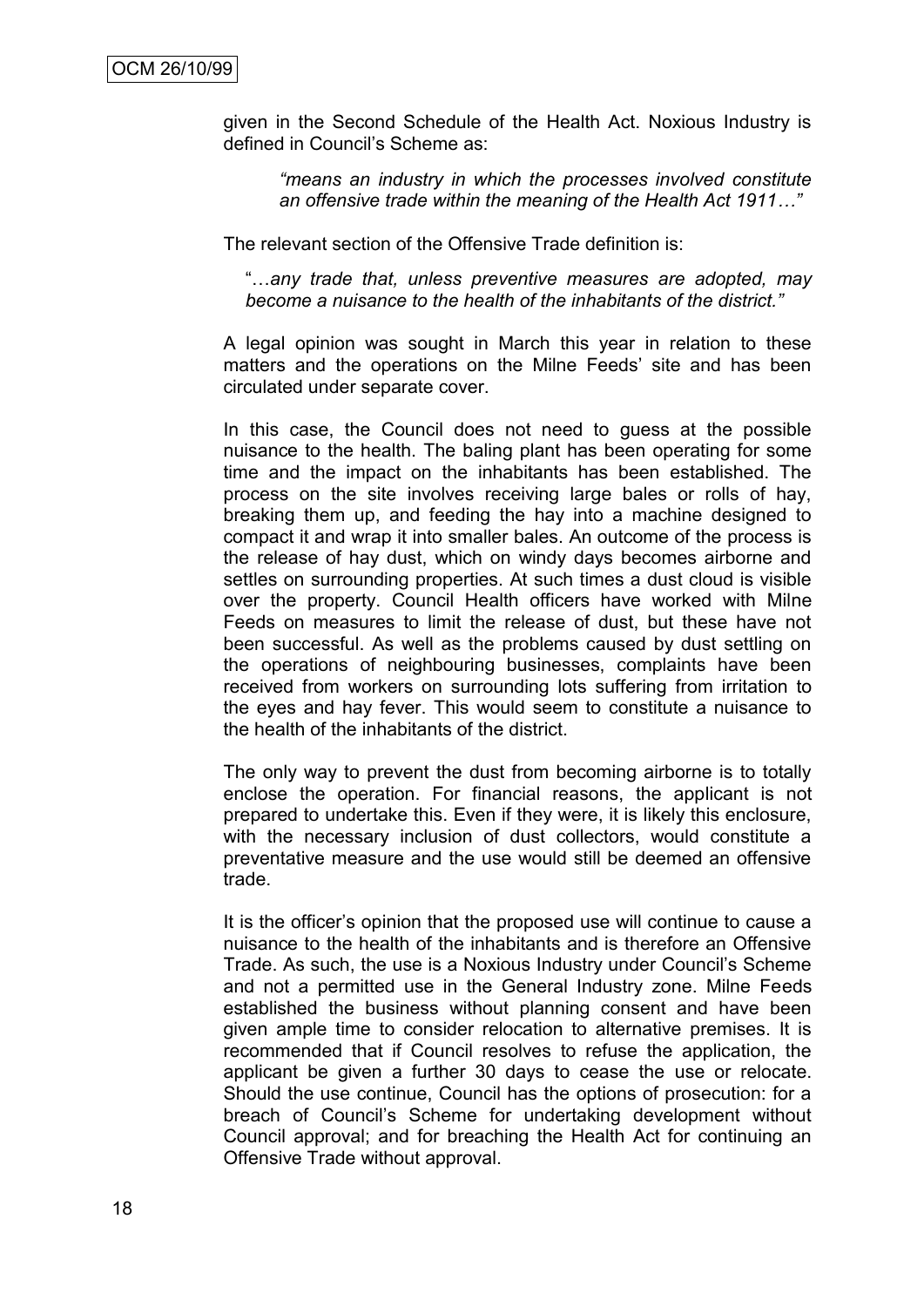given in the Second Schedule of the Health Act. Noxious Industry is defined in Council's Scheme as:

> *"means an industry in which the processes involved constitute an offensive trade within the meaning of the Health Act 1911…"*

The relevant section of the Offensive Trade definition is:

> "*…any trade that, unless preventive measures are adopted, may become a nuisance to the health of the inhabitants of the district."*

A legal opinion was sought in March this year in relation to these matters and the operations on the Milne Feeds' site and has been circulated under separate cover.

In this case, the Council does not need to guess at the possible nuisance to the health. The baling plant has been operating for some time and the impact on the inhabitants has been established. The process on the site involves receiving large bales or rolls of hay, breaking them up, and feeding the hay into a machine designed to compact it and wrap it into smaller bales. An outcome of the process is the release of hay dust, which on windy days becomes airborne and settles on surrounding properties. At such times a dust cloud is visible over the property. Council Health officers have worked with Milne Feeds on measures to limit the release of dust, but these have not been successful. As well as the problems caused by dust settling on the operations of neighbouring businesses, complaints have been received from workers on surrounding lots suffering from irritation to the eyes and hay fever. This would seem to constitute a nuisance to the health of the inhabitants of the district.

The only way to prevent the dust from becoming airborne is to totally enclose the operation. For financial reasons, the applicant is not prepared to undertake this. Even if they were, it is likely this enclosure, with the necessary inclusion of dust collectors, would constitute a preventative measure and the use would still be deemed an offensive trade.

It is the officer's opinion that the proposed use will continue to cause a nuisance to the health of the inhabitants and is therefore an Offensive Trade. As such, the use is a Noxious Industry under Council's Scheme and not a permitted use in the General Industry zone. Milne Feeds established the business without planning consent and have been given ample time to consider relocation to alternative premises. It is recommended that if Council resolves to refuse the application, the applicant be given a further 30 days to cease the use or relocate. Should the use continue, Council has the options of prosecution: for a breach of Council's Scheme for undertaking development without Council approval; and for breaching the Health Act for continuing an Offensive Trade without approval.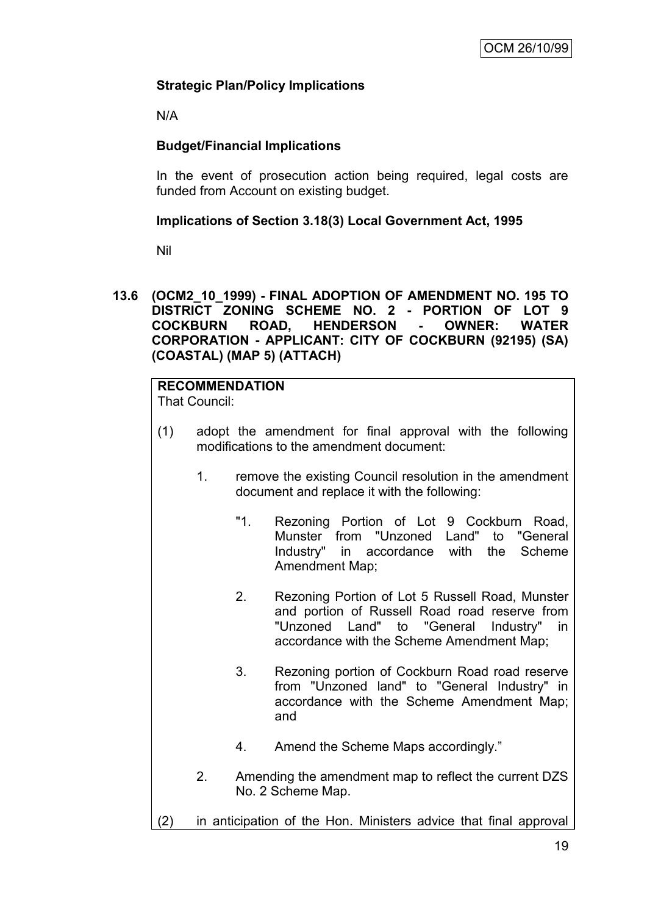**Strategic Plan/Policy Implications**

N/A

**Budget/Financial Implications**

In the event of prosecution action being required, legal costs are funded from Account on existing budget.

**Implications of Section 3.18(3) Local Government Act, 1995**

Nil

**13.6 (OCM2_10_1999) - FINAL ADOPTION OF AMENDMENT NO. 195 TO DISTRICT ZONING SCHEME NO. 2 - PORTION OF LOT 9 COCKBURN ROAD, HENDERSON - OWNER: WATER CORPORATION - APPLICANT: CITY OF COCKBURN (92195) (SA) (COASTAL) (MAP 5) (ATTACH)**

**RECOMMENDATION**

That Council:

(1) adopt the amendment for final approval with the following modifications to the amendment document:

1. remove the existing Council resolution in the amendment document and replace it with the following:

   "1. Rezoning Portion of Lot 9 Cockburn Road, Munster from "Unzoned Land" to "General Industry" in accordance with the Scheme Amendment Map;

   2. Rezoning Portion of Lot 5 Russell Road, Munster and portion of Russell Road road reserve from "Unzoned Land" to "General Industry" in accordance with the Scheme Amendment Map;

   3. Rezoning portion of Cockburn Road road reserve from "Unzoned land" to "General Industry" in accordance with the Scheme Amendment Map; and

   4. Amend the Scheme Maps accordingly."

2. Amending the amendment map to reflect the current DZS No. 2 Scheme Map.

(2) in anticipation of the Hon. Ministers advice that final approval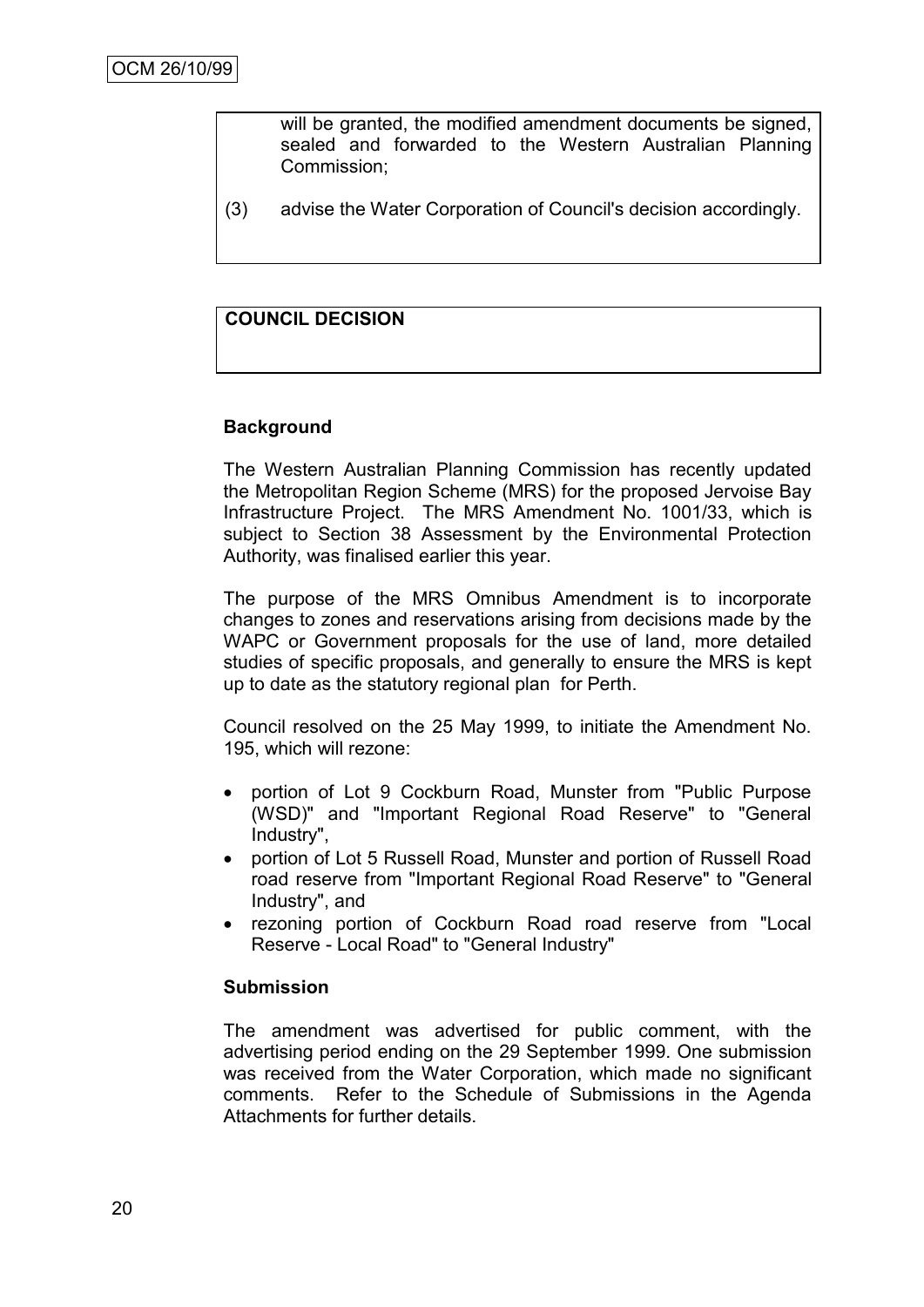will be granted, the modified amendment documents be signed, sealed and forwarded to the Western Australian Planning Commission;

(3) advise the Water Corporation of Council's decision accordingly.

**COUNCIL DECISION**

**Background**

The Western Australian Planning Commission has recently updated the Metropolitan Region Scheme (MRS) for the proposed Jervoise Bay Infrastructure Project. The MRS Amendment No. 1001/33, which is subject to Section 38 Assessment by the Environmental Protection Authority, was finalised earlier this year.

The purpose of the MRS Omnibus Amendment is to incorporate changes to zones and reservations arising from decisions made by the WAPC or Government proposals for the use of land, more detailed studies of specific proposals, and generally to ensure the MRS is kept up to date as the statutory regional plan for Perth.

Council resolved on the 25 May 1999, to initiate the Amendment No. 195, which will rezone:

- portion of Lot 9 Cockburn Road, Munster from "Public Purpose (WSD)" and "Important Regional Road Reserve" to "General Industry",
- portion of Lot 5 Russell Road, Munster and portion of Russell Road road reserve from "Important Regional Road Reserve" to "General Industry", and
- rezoning portion of Cockburn Road road reserve from "Local Reserve - Local Road" to "General Industry"

**Submission**

The amendment was advertised for public comment, with the advertising period ending on the 29 September 1999. One submission was received from the Water Corporation, which made no significant comments. Refer to the Schedule of Submissions in the Agenda Attachments for further details.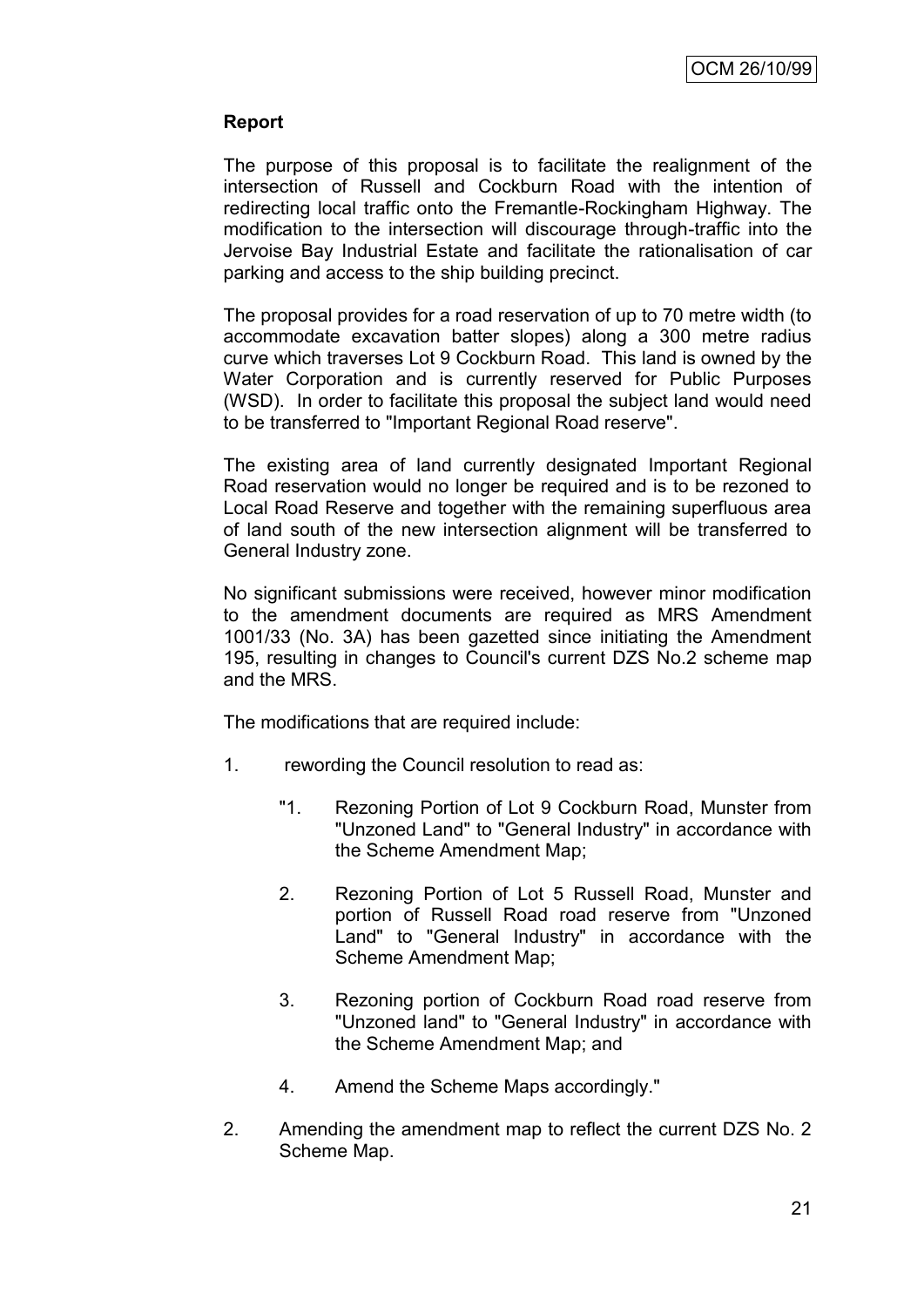**Report**

The purpose of this proposal is to facilitate the realignment of the intersection of Russell and Cockburn Road with the intention of redirecting local traffic onto the Fremantle-Rockingham Highway. The modification to the intersection will discourage through-traffic into the Jervoise Bay Industrial Estate and facilitate the rationalisation of car parking and access to the ship building precinct.

The proposal provides for a road reservation of up to 70 metre width (to accommodate excavation batter slopes) along a 300 metre radius curve which traverses Lot 9 Cockburn Road. This land is owned by the Water Corporation and is currently reserved for Public Purposes (WSD). In order to facilitate this proposal the subject land would need to be transferred to "Important Regional Road reserve".

The existing area of land currently designated Important Regional Road reservation would no longer be required and is to be rezoned to Local Road Reserve and together with the remaining superfluous area of land south of the new intersection alignment will be transferred to General Industry zone.

No significant submissions were received, however minor modification to the amendment documents are required as MRS Amendment 1001/33 (No. 3A) has been gazetted since initiating the Amendment 195, resulting in changes to Council's current DZS No.2 scheme map and the MRS.

The modifications that are required include:

1. rewording the Council resolution to read as:

   "1. Rezoning Portion of Lot 9 Cockburn Road, Munster from "Unzoned Land" to "General Industry" in accordance with the Scheme Amendment Map;

   2. Rezoning Portion of Lot 5 Russell Road, Munster and portion of Russell Road road reserve from "Unzoned Land" to "General Industry" in accordance with the Scheme Amendment Map;

   3. Rezoning portion of Cockburn Road road reserve from "Unzoned land" to "General Industry" in accordance with the Scheme Amendment Map; and

   4. Amend the Scheme Maps accordingly."

2. Amending the amendment map to reflect the current DZS No. 2 Scheme Map.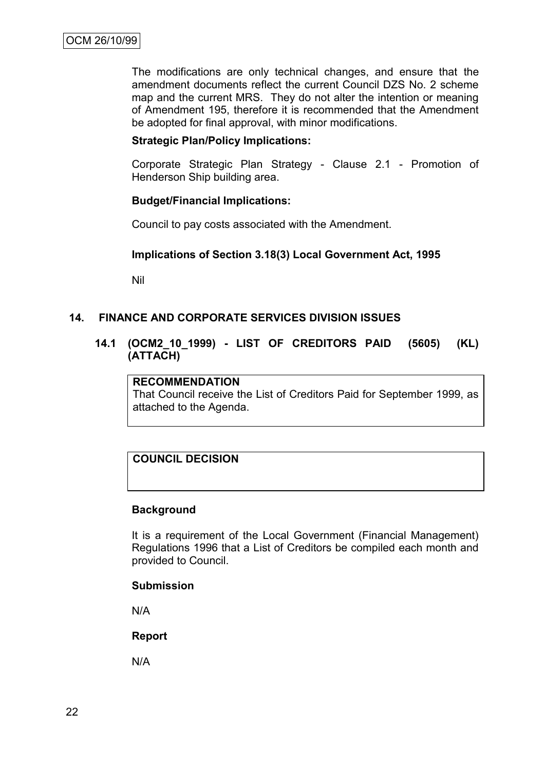The modifications are only technical changes, and ensure that the amendment documents reflect the current Council DZS No. 2 scheme map and the current MRS. They do not alter the intention or meaning of Amendment 195, therefore it is recommended that the Amendment be adopted for final approval, with minor modifications.

**Strategic Plan/Policy Implications:**

Corporate Strategic Plan Strategy - Clause 2.1 - Promotion of Henderson Ship building area.

**Budget/Financial Implications:**

Council to pay costs associated with the Amendment.

**Implications of Section 3.18(3) Local Government Act, 1995**

Nil

## 14. FINANCE AND CORPORATE SERVICES DIVISION ISSUES

### 14.1 (OCM2_10_1999) - LIST OF CREDITORS PAID (5605) (KL) (ATTACH)

**RECOMMENDATION**

That Council receive the List of Creditors Paid for September 1999, as attached to the Agenda.

**COUNCIL DECISION**

**Background**

It is a requirement of the Local Government (Financial Management) Regulations 1996 that a List of Creditors be compiled each month and provided to Council.

**Submission**

N/A

**Report**

N/A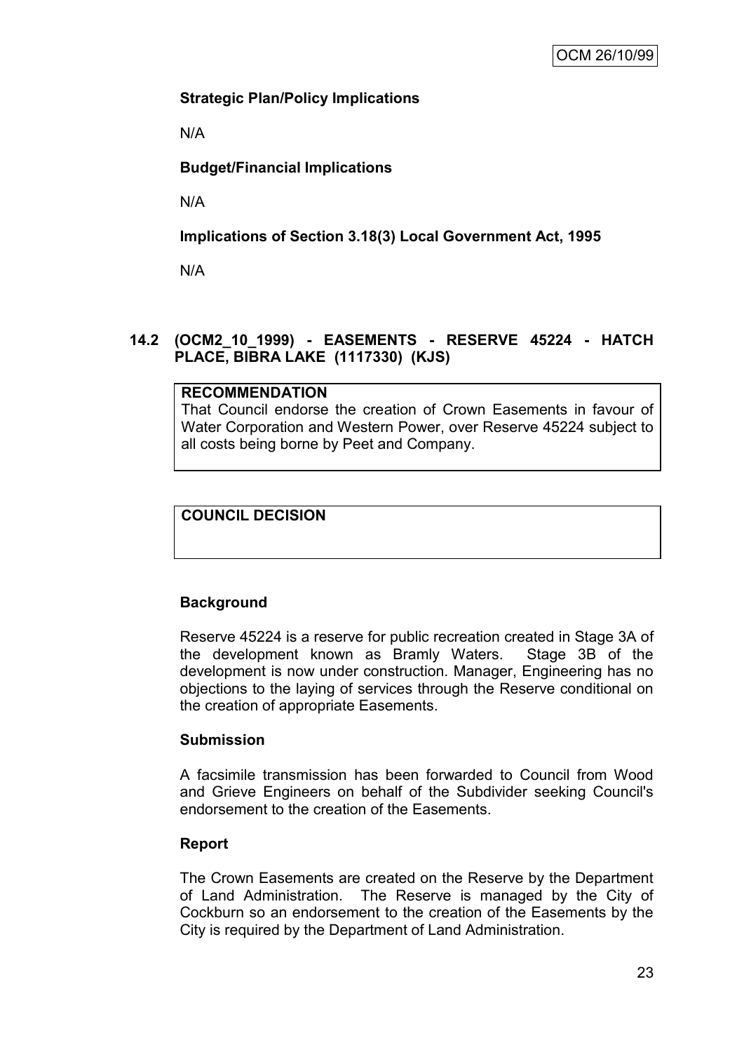**Strategic Plan/Policy Implications**

N/A

**Budget/Financial Implications**

N/A

**Implications of Section 3.18(3) Local Government Act, 1995**

N/A

**14.2 (OCM2_10_1999) - EASEMENTS - RESERVE 45224 - HATCH PLACE, BIBRA LAKE (1117330) (KJS)**

| **RECOMMENDATION** |
|---|
| That Council endorse the creation of Crown Easements in favour of Water Corporation and Western Power, over Reserve 45224 subject to all costs being borne by Peet and Company. |

| **COUNCIL DECISION** |
|---|
| |

**Background**

Reserve 45224 is a reserve for public recreation created in Stage 3A of the development known as Bramly Waters. Stage 3B of the development is now under construction. Manager, Engineering has no objections to the laying of services through the Reserve conditional on the creation of appropriate Easements.

**Submission**

A facsimile transmission has been forwarded to Council from Wood and Grieve Engineers on behalf of the Subdivider seeking Council's endorsement to the creation of the Easements.

**Report**

The Crown Easements are created on the Reserve by the Department of Land Administration. The Reserve is managed by the City of Cockburn so an endorsement to the creation of the Easements by the City is required by the Department of Land Administration.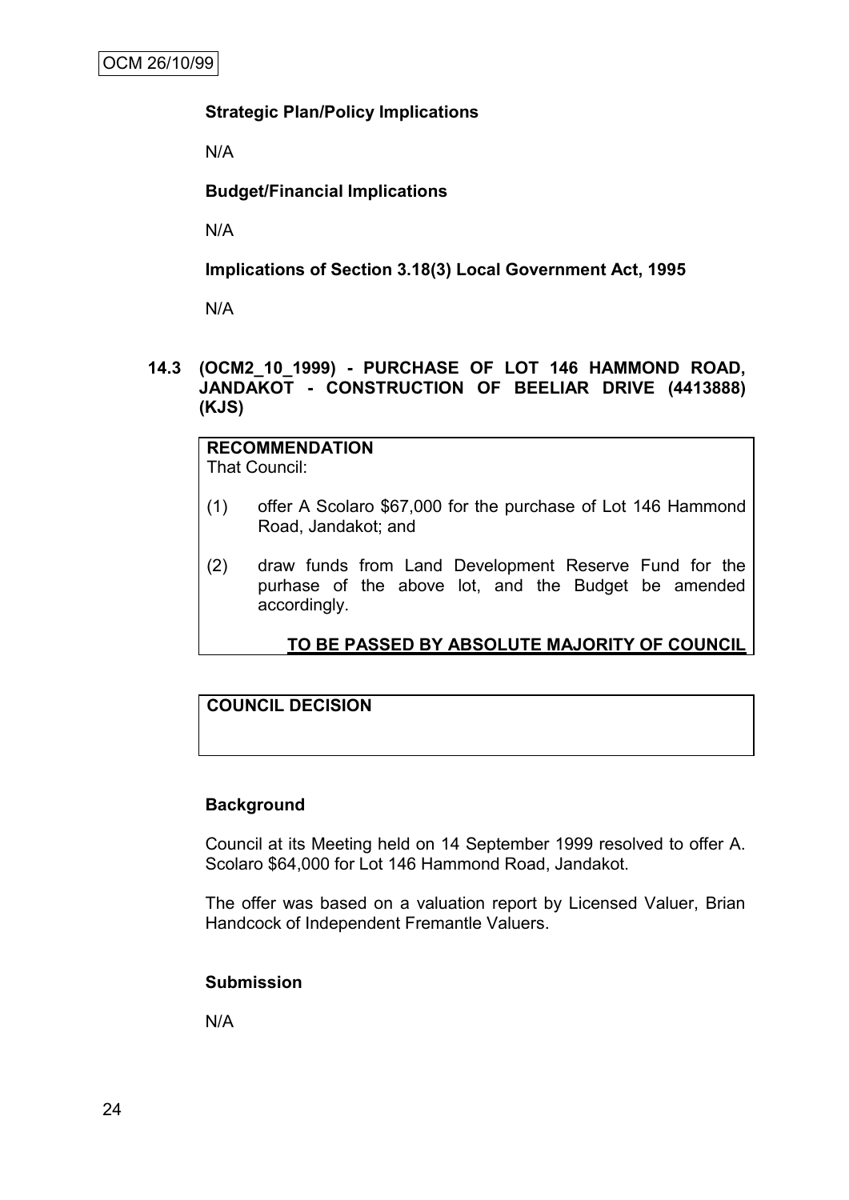**Strategic Plan/Policy Implications**

N/A

**Budget/Financial Implications**

N/A

**Implications of Section 3.18(3) Local Government Act, 1995**

N/A

### 14.3 (OCM2_10_1999) - PURCHASE OF LOT 146 HAMMOND ROAD, JANDAKOT - CONSTRUCTION OF BEELIAR DRIVE (4413888) (KJS)

**RECOMMENDATION**
That Council:

(1) offer A Scolaro $67,000 for the purchase of Lot 146 Hammond Road, Jandakot; and

(2) draw funds from Land Development Reserve Fund for the purhase of the above lot, and the Budget be amended accordingly.

**TO BE PASSED BY ABSOLUTE MAJORITY OF COUNCIL**

**COUNCIL DECISION**

**Background**

Council at its Meeting held on 14 September 1999 resolved to offer A. Scolaro $64,000 for Lot 146 Hammond Road, Jandakot.

The offer was based on a valuation report by Licensed Valuer, Brian Handcock of Independent Fremantle Valuers.

**Submission**

N/A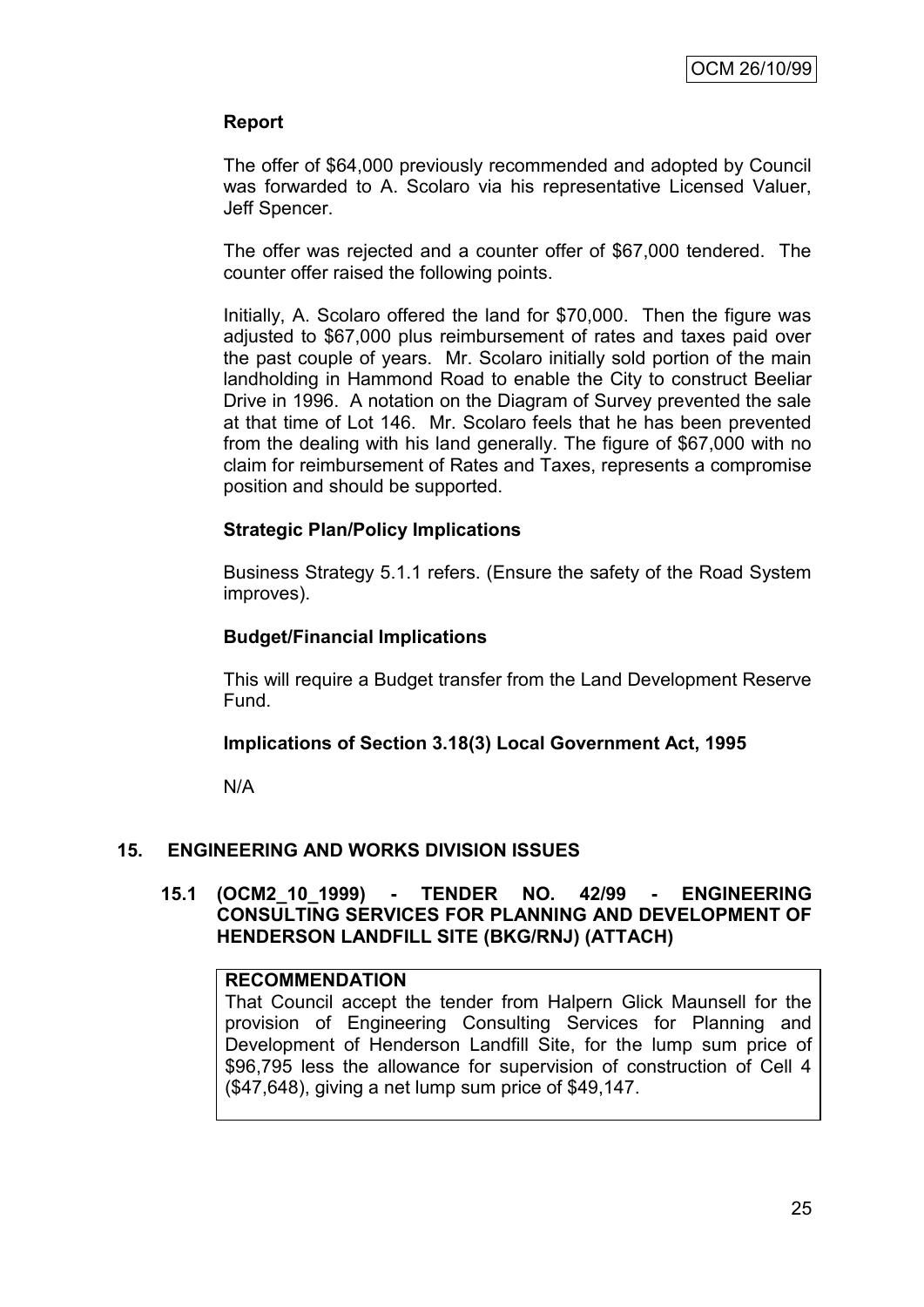**Report**

The offer of $64,000 previously recommended and adopted by Council was forwarded to A. Scolaro via his representative Licensed Valuer, Jeff Spencer.

The offer was rejected and a counter offer of $67,000 tendered. The counter offer raised the following points.

Initially, A. Scolaro offered the land for $70,000. Then the figure was adjusted to $67,000 plus reimbursement of rates and taxes paid over the past couple of years. Mr. Scolaro initially sold portion of the main landholding in Hammond Road to enable the City to construct Beeliar Drive in 1996. A notation on the Diagram of Survey prevented the sale at that time of Lot 146. Mr. Scolaro feels that he has been prevented from the dealing with his land generally. The figure of $67,000 with no claim for reimbursement of Rates and Taxes, represents a compromise position and should be supported.

**Strategic Plan/Policy Implications**

Business Strategy 5.1.1 refers. (Ensure the safety of the Road System improves).

**Budget/Financial Implications**

This will require a Budget transfer from the Land Development Reserve Fund.

**Implications of Section 3.18(3) Local Government Act, 1995**

N/A

## 15. ENGINEERING AND WORKS DIVISION ISSUES

### 15.1 (OCM2_10_1999) - TENDER NO. 42/99 - ENGINEERING CONSULTING SERVICES FOR PLANNING AND DEVELOPMENT OF HENDERSON LANDFILL SITE (BKG/RNJ) (ATTACH)

**RECOMMENDATION**

That Council accept the tender from Halpern Glick Maunsell for the provision of Engineering Consulting Services for Planning and Development of Henderson Landfill Site, for the lump sum price of $96,795 less the allowance for supervision of construction of Cell 4 ($47,648), giving a net lump sum price of $49,147.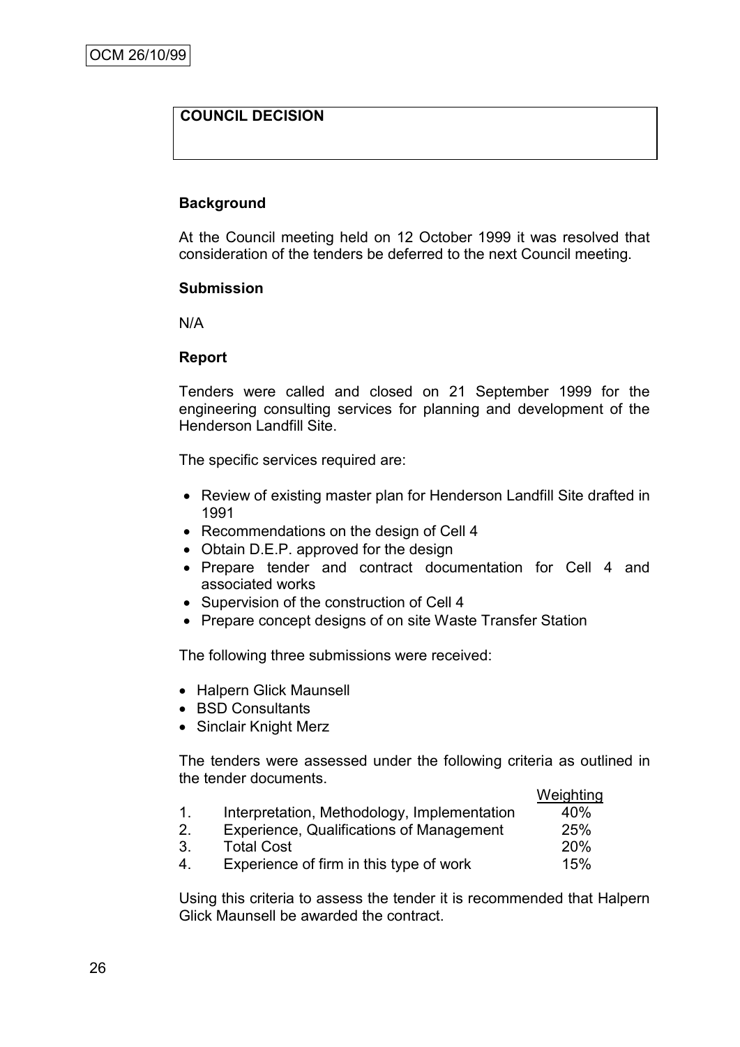**COUNCIL DECISION**

**Background**

At the Council meeting held on 12 October 1999 it was resolved that consideration of the tenders be deferred to the next Council meeting.

**Submission**

N/A

**Report**

Tenders were called and closed on 21 September 1999 for the engineering consulting services for planning and development of the Henderson Landfill Site.

The specific services required are:

- Review of existing master plan for Henderson Landfill Site drafted in 1991
- Recommendations on the design of Cell 4
- Obtain D.E.P. approved for the design
- Prepare tender and contract documentation for Cell 4 and associated works
- Supervision of the construction of Cell 4
- Prepare concept designs of on site Waste Transfer Station

The following three submissions were received:

- Halpern Glick Maunsell
- BSD Consultants
- Sinclair Knight Merz

The tenders were assessed under the following criteria as outlined in the tender documents.

| | | Weighting |
|---|---|---|
| 1. | Interpretation, Methodology, Implementation | 40% |
| 2. | Experience, Qualifications of Management | 25% |
| 3. | Total Cost | 20% |
| 4. | Experience of firm in this type of work | 15% |

Using this criteria to assess the tender it is recommended that Halpern Glick Maunsell be awarded the contract.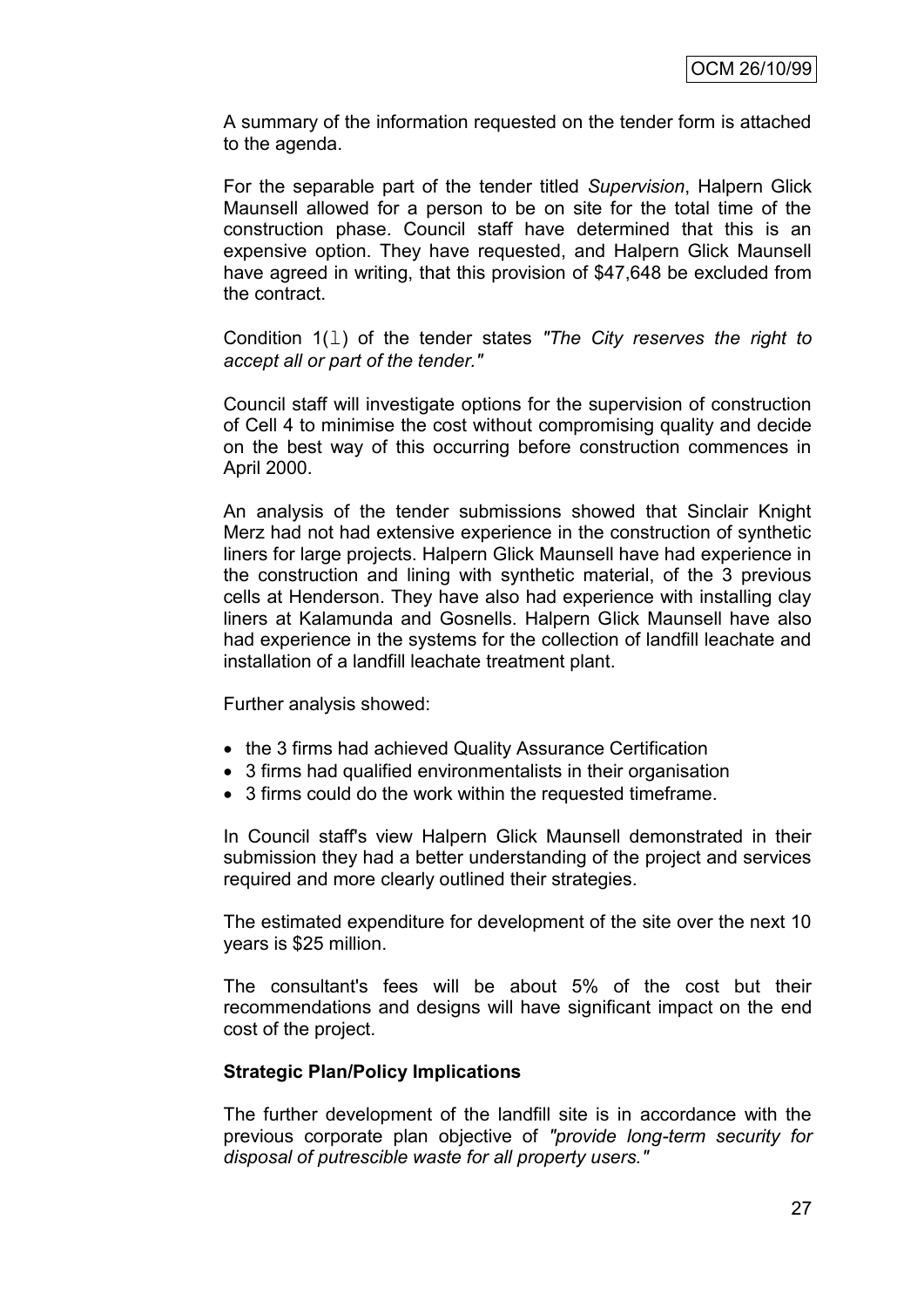A summary of the information requested on the tender form is attached to the agenda.

For the separable part of the tender titled *Supervision*, Halpern Glick Maunsell allowed for a person to be on site for the total time of the construction phase. Council staff have determined that this is an expensive option. They have requested, and Halpern Glick Maunsell have agreed in writing, that this provision of $47,648 be excluded from the contract.

Condition 1(l) of the tender states *"The City reserves the right to accept all or part of the tender."*

Council staff will investigate options for the supervision of construction of Cell 4 to minimise the cost without compromising quality and decide on the best way of this occurring before construction commences in April 2000.

An analysis of the tender submissions showed that Sinclair Knight Merz had not had extensive experience in the construction of synthetic liners for large projects. Halpern Glick Maunsell have had experience in the construction and lining with synthetic material, of the 3 previous cells at Henderson. They have also had experience with installing clay liners at Kalamunda and Gosnells. Halpern Glick Maunsell have also had experience in the systems for the collection of landfill leachate and installation of a landfill leachate treatment plant.

Further analysis showed:

- the 3 firms had achieved Quality Assurance Certification
- 3 firms had qualified environmentalists in their organisation
- 3 firms could do the work within the requested timeframe.

In Council staff's view Halpern Glick Maunsell demonstrated in their submission they had a better understanding of the project and services required and more clearly outlined their strategies.

The estimated expenditure for development of the site over the next 10 years is $25 million.

The consultant's fees will be about 5% of the cost but their recommendations and designs will have significant impact on the end cost of the project.

**Strategic Plan/Policy Implications**

The further development of the landfill site is in accordance with the previous corporate plan objective of *"provide long-term security for disposal of putrescible waste for all property users."*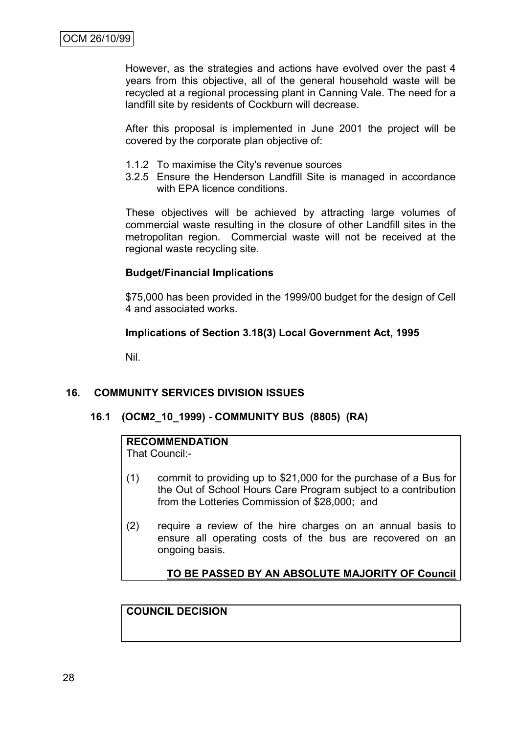However, as the strategies and actions have evolved over the past 4 years from this objective, all of the general household waste will be recycled at a regional processing plant in Canning Vale. The need for a landfill site by residents of Cockburn will decrease.

After this proposal is implemented in June 2001 the project will be covered by the corporate plan objective of:

- 1.1.2 To maximise the City's revenue sources
- 3.2.5 Ensure the Henderson Landfill Site is managed in accordance with EPA licence conditions.

These objectives will be achieved by attracting large volumes of commercial waste resulting in the closure of other Landfill sites in the metropolitan region. Commercial waste will not be received at the regional waste recycling site.

**Budget/Financial Implications**

$75,000 has been provided in the 1999/00 budget for the design of Cell 4 and associated works.

**Implications of Section 3.18(3) Local Government Act, 1995**

Nil.

## 16. COMMUNITY SERVICES DIVISION ISSUES

### 16.1 (OCM2_10_1999) - COMMUNITY BUS (8805) (RA)

**RECOMMENDATION**
That Council:-

(1) commit to providing up to $21,000 for the purchase of a Bus for the Out of School Hours Care Program subject to a contribution from the Lotteries Commission of $28,000; and

(2) require a review of the hire charges on an annual basis to ensure all operating costs of the bus are recovered on an ongoing basis.

**TO BE PASSED BY AN ABSOLUTE MAJORITY OF Council**

**COUNCIL DECISION**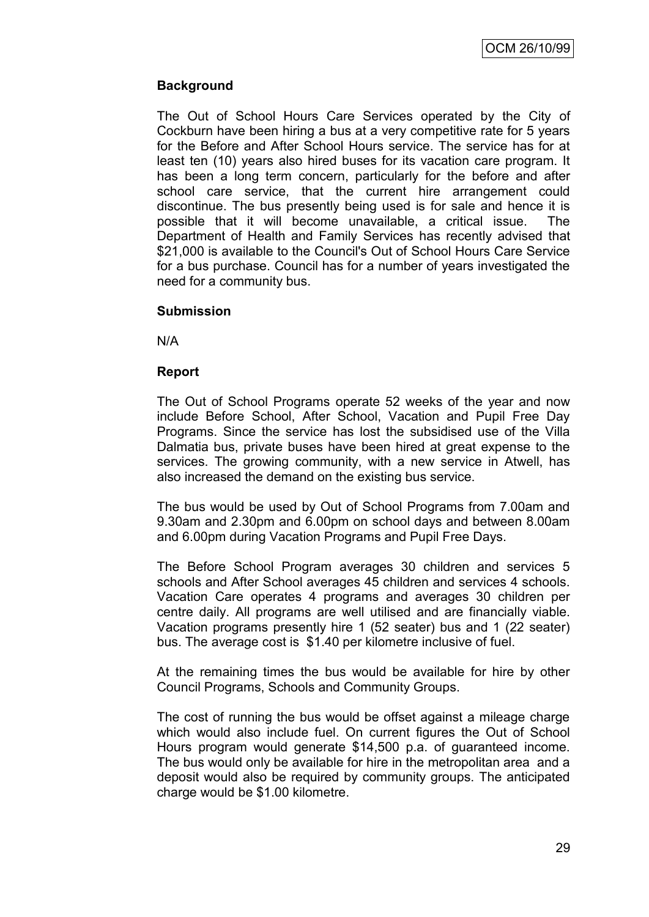**Background**

The Out of School Hours Care Services operated by the City of Cockburn have been hiring a bus at a very competitive rate for 5 years for the Before and After School Hours service. The service has for at least ten (10) years also hired buses for its vacation care program. It has been a long term concern, particularly for the before and after school care service, that the current hire arrangement could discontinue. The bus presently being used is for sale and hence it is possible that it will become unavailable, a critical issue. The Department of Health and Family Services has recently advised that $21,000 is available to the Council's Out of School Hours Care Service for a bus purchase. Council has for a number of years investigated the need for a community bus.

**Submission**

N/A

**Report**

The Out of School Programs operate 52 weeks of the year and now include Before School, After School, Vacation and Pupil Free Day Programs. Since the service has lost the subsidised use of the Villa Dalmatia bus, private buses have been hired at great expense to the services. The growing community, with a new service in Atwell, has also increased the demand on the existing bus service.

The bus would be used by Out of School Programs from 7.00am and 9.30am and 2.30pm and 6.00pm on school days and between 8.00am and 6.00pm during Vacation Programs and Pupil Free Days.

The Before School Program averages 30 children and services 5 schools and After School averages 45 children and services 4 schools. Vacation Care operates 4 programs and averages 30 children per centre daily. All programs are well utilised and are financially viable. Vacation programs presently hire 1 (52 seater) bus and 1 (22 seater) bus. The average cost is $1.40 per kilometre inclusive of fuel.

At the remaining times the bus would be available for hire by other Council Programs, Schools and Community Groups.

The cost of running the bus would be offset against a mileage charge which would also include fuel. On current figures the Out of School Hours program would generate $14,500 p.a. of guaranteed income. The bus would only be available for hire in the metropolitan area and a deposit would also be required by community groups. The anticipated charge would be $1.00 kilometre.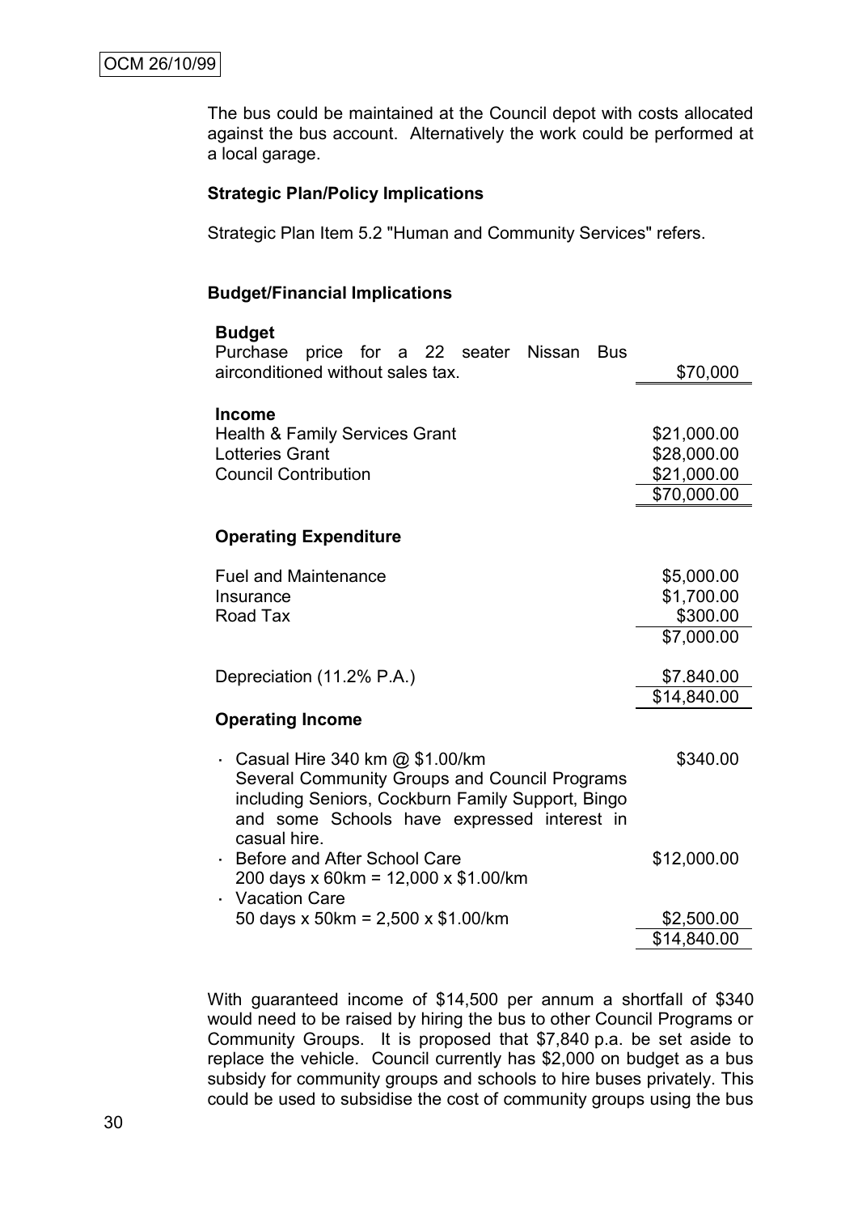The bus could be maintained at the Council depot with costs allocated against the bus account. Alternatively the work could be performed at a local garage.

**Strategic Plan/Policy Implications**

Strategic Plan Item 5.2 "Human and Community Services" refers.

**Budget/Financial Implications**

| **Budget** | |
|---|---|
| Purchase price for a 22 seater Nissan Bus airconditioned without sales tax. | $70,000 |
| | |
| **Income** | |
| Health & Family Services Grant | $21,000.00 |
| Lotteries Grant | $28,000.00 |
| Council Contribution | $21,000.00 |
| | $70,000.00 |
| | |
| **Operating Expenditure** | |
| Fuel and Maintenance | $5,000.00 |
| Insurance | $1,700.00 |
| Road Tax | $300.00 |
| | $7,000.00 |
| Depreciation (11.2% P.A.) | $7.840.00 |
| | $14,840.00 |
| **Operating Income** | |
| · Casual Hire 340 km @ $1.00/km<br>Several Community Groups and Council Programs including Seniors, Cockburn Family Support, Bingo and some Schools have expressed interest in casual hire. | $340.00 |
| · Before and After School Care<br>200 days x 60km = 12,000 x $1.00/km | $12,000.00 |
| · Vacation Care<br>50 days x 50km = 2,500 x $1.00/km | $2,500.00 |
| | $14,840.00 |

With guaranteed income of $14,500 per annum a shortfall of $340 would need to be raised by hiring the bus to other Council Programs or Community Groups. It is proposed that $7,840 p.a. be set aside to replace the vehicle. Council currently has $2,000 on budget as a bus subsidy for community groups and schools to hire buses privately. This could be used to subsidise the cost of community groups using the bus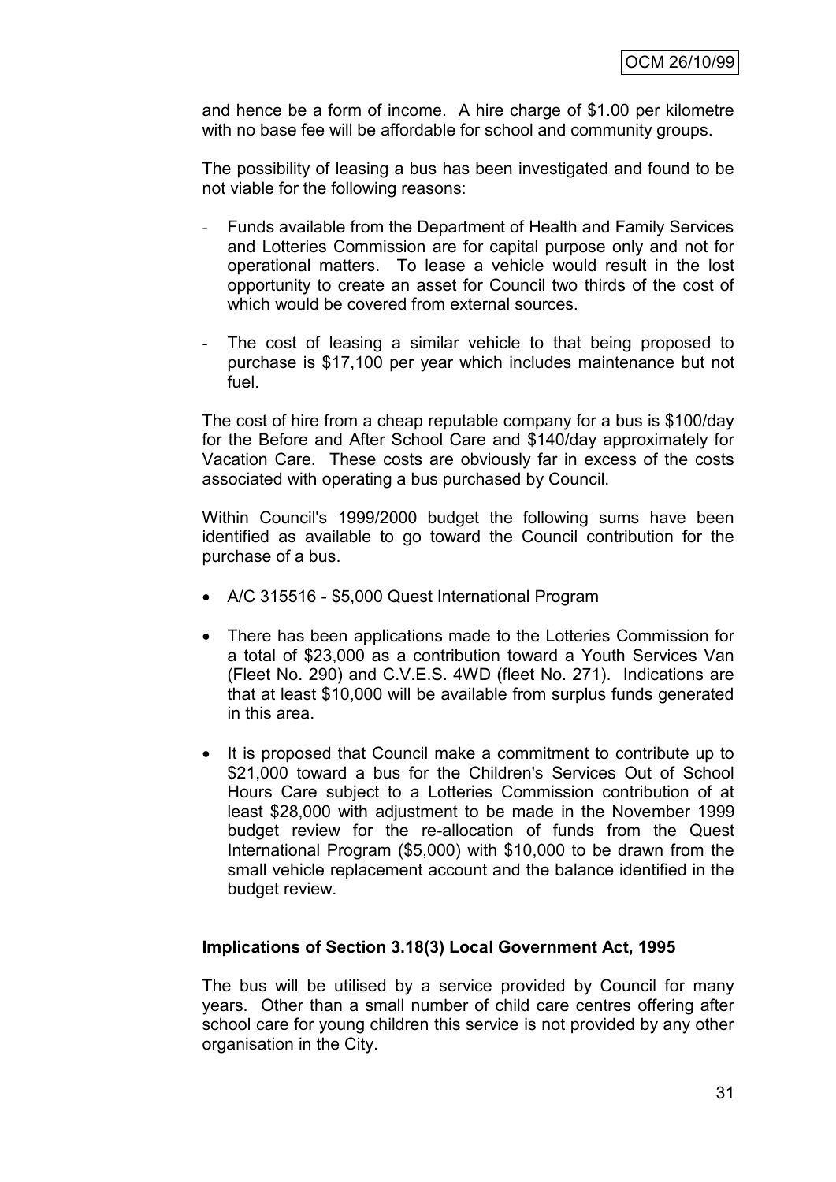and hence be a form of income. A hire charge of $1.00 per kilometre with no base fee will be affordable for school and community groups.

The possibility of leasing a bus has been investigated and found to be not viable for the following reasons:

- Funds available from the Department of Health and Family Services and Lotteries Commission are for capital purpose only and not for operational matters. To lease a vehicle would result in the lost opportunity to create an asset for Council two thirds of the cost of which would be covered from external sources.
- The cost of leasing a similar vehicle to that being proposed to purchase is $17,100 per year which includes maintenance but not fuel.

The cost of hire from a cheap reputable company for a bus is $100/day for the Before and After School Care and $140/day approximately for Vacation Care. These costs are obviously far in excess of the costs associated with operating a bus purchased by Council.

Within Council's 1999/2000 budget the following sums have been identified as available to go toward the Council contribution for the purchase of a bus.

- A/C 315516 - $5,000 Quest International Program
- There has been applications made to the Lotteries Commission for a total of $23,000 as a contribution toward a Youth Services Van (Fleet No. 290) and C.V.E.S. 4WD (fleet No. 271). Indications are that at least $10,000 will be available from surplus funds generated in this area.
- It is proposed that Council make a commitment to contribute up to $21,000 toward a bus for the Children's Services Out of School Hours Care subject to a Lotteries Commission contribution of at least $28,000 with adjustment to be made in the November 1999 budget review for the re-allocation of funds from the Quest International Program ($5,000) with $10,000 to be drawn from the small vehicle replacement account and the balance identified in the budget review.

**Implications of Section 3.18(3) Local Government Act, 1995**

The bus will be utilised by a service provided by Council for many years. Other than a small number of child care centres offering after school care for young children this service is not provided by any other organisation in the City.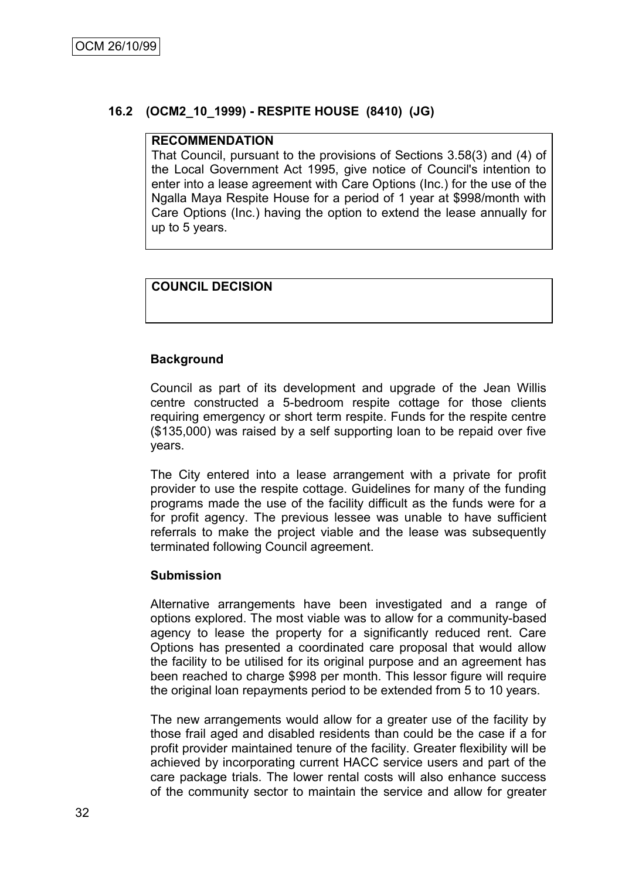## 16.2 (OCM2_10_1999) - RESPITE HOUSE (8410) (JG)

**RECOMMENDATION**

That Council, pursuant to the provisions of Sections 3.58(3) and (4) of the Local Government Act 1995, give notice of Council's intention to enter into a lease agreement with Care Options (Inc.) for the use of the Ngalla Maya Respite House for a period of 1 year at $998/month with Care Options (Inc.) having the option to extend the lease annually for up to 5 years.

**COUNCIL DECISION**

### Background

Council as part of its development and upgrade of the Jean Willis centre constructed a 5-bedroom respite cottage for those clients requiring emergency or short term respite. Funds for the respite centre ($135,000) was raised by a self supporting loan to be repaid over five years.

The City entered into a lease arrangement with a private for profit provider to use the respite cottage. Guidelines for many of the funding programs made the use of the facility difficult as the funds were for a for profit agency. The previous lessee was unable to have sufficient referrals to make the project viable and the lease was subsequently terminated following Council agreement.

### Submission

Alternative arrangements have been investigated and a range of options explored. The most viable was to allow for a community-based agency to lease the property for a significantly reduced rent. Care Options has presented a coordinated care proposal that would allow the facility to be utilised for its original purpose and an agreement has been reached to charge $998 per month. This lessor figure will require the original loan repayments period to be extended from 5 to 10 years.

The new arrangements would allow for a greater use of the facility by those frail aged and disabled residents than could be the case if a for profit provider maintained tenure of the facility. Greater flexibility will be achieved by incorporating current HACC service users and part of the care package trials. The lower rental costs will also enhance success of the community sector to maintain the service and allow for greater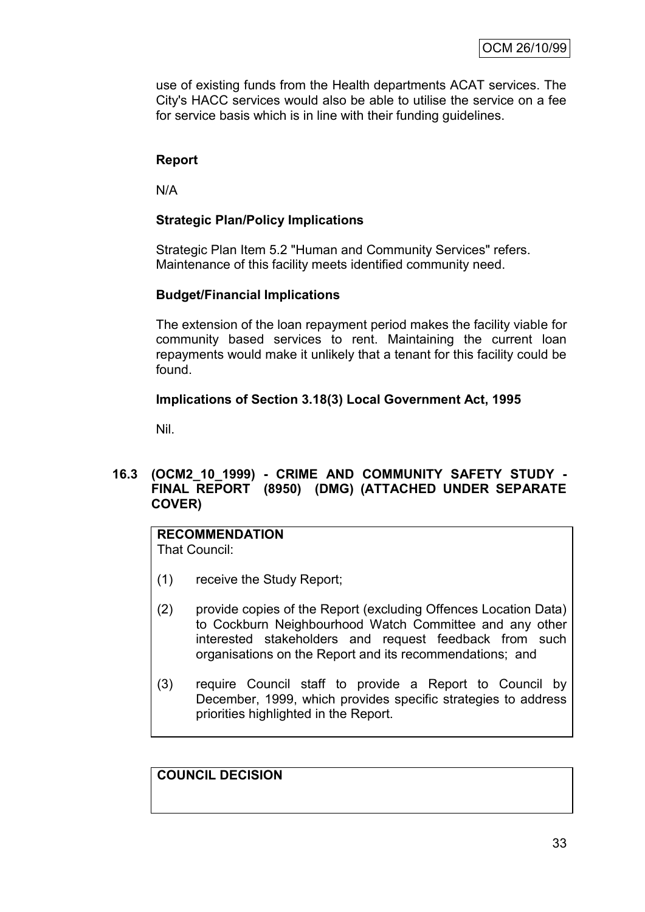use of existing funds from the Health departments ACAT services. The City's HACC services would also be able to utilise the service on a fee for service basis which is in line with their funding guidelines.

**Report**

N/A

**Strategic Plan/Policy Implications**

Strategic Plan Item 5.2 "Human and Community Services" refers. Maintenance of this facility meets identified community need.

**Budget/Financial Implications**

The extension of the loan repayment period makes the facility viable for community based services to rent. Maintaining the current loan repayments would make it unlikely that a tenant for this facility could be found.

**Implications of Section 3.18(3) Local Government Act, 1995**

Nil.

## 16.3 (OCM2_10_1999) - CRIME AND COMMUNITY SAFETY STUDY - FINAL REPORT (8950) (DMG) (ATTACHED UNDER SEPARATE COVER)

**RECOMMENDATION**

That Council:

(1) receive the Study Report;

(2) provide copies of the Report (excluding Offences Location Data) to Cockburn Neighbourhood Watch Committee and any other interested stakeholders and request feedback from such organisations on the Report and its recommendations; and

(3) require Council staff to provide a Report to Council by December, 1999, which provides specific strategies to address priorities highlighted in the Report.

**COUNCIL DECISION**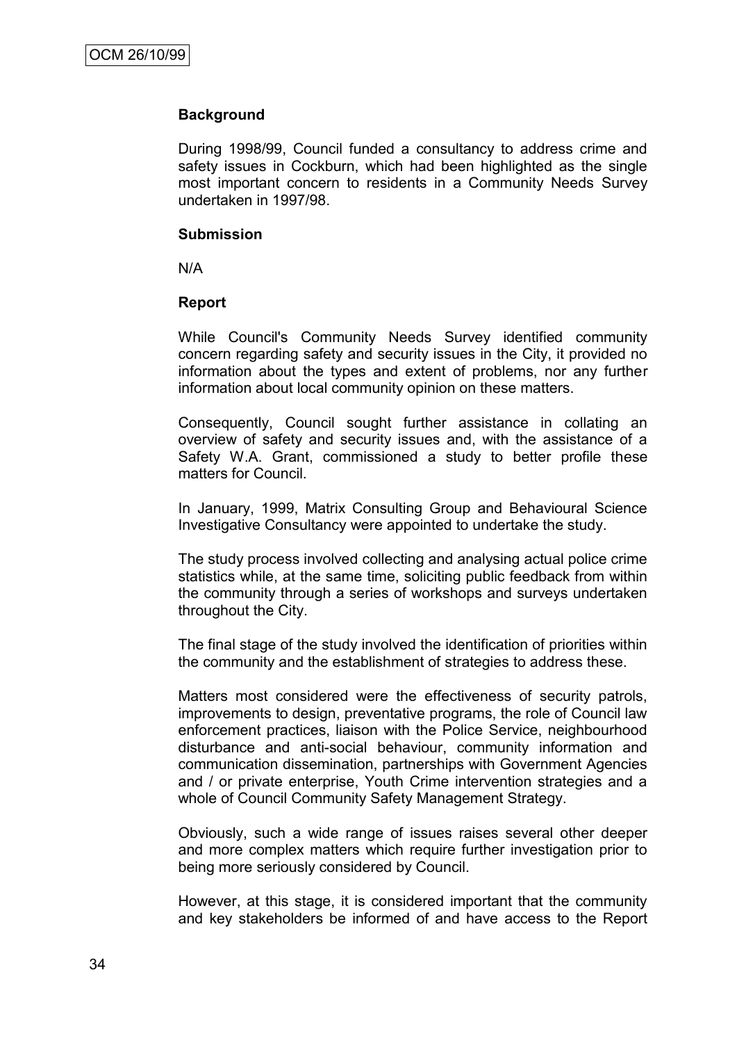### Background

During 1998/99, Council funded a consultancy to address crime and safety issues in Cockburn, which had been highlighted as the single most important concern to residents in a Community Needs Survey undertaken in 1997/98.

### Submission

N/A

### Report

While Council's Community Needs Survey identified community concern regarding safety and security issues in the City, it provided no information about the types and extent of problems, nor any further information about local community opinion on these matters.

Consequently, Council sought further assistance in collating an overview of safety and security issues and, with the assistance of a Safety W.A. Grant, commissioned a study to better profile these matters for Council.

In January, 1999, Matrix Consulting Group and Behavioural Science Investigative Consultancy were appointed to undertake the study.

The study process involved collecting and analysing actual police crime statistics while, at the same time, soliciting public feedback from within the community through a series of workshops and surveys undertaken throughout the City.

The final stage of the study involved the identification of priorities within the community and the establishment of strategies to address these.

Matters most considered were the effectiveness of security patrols, improvements to design, preventative programs, the role of Council law enforcement practices, liaison with the Police Service, neighbourhood disturbance and anti-social behaviour, community information and communication dissemination, partnerships with Government Agencies and / or private enterprise, Youth Crime intervention strategies and a whole of Council Community Safety Management Strategy.

Obviously, such a wide range of issues raises several other deeper and more complex matters which require further investigation prior to being more seriously considered by Council.

However, at this stage, it is considered important that the community and key stakeholders be informed of and have access to the Report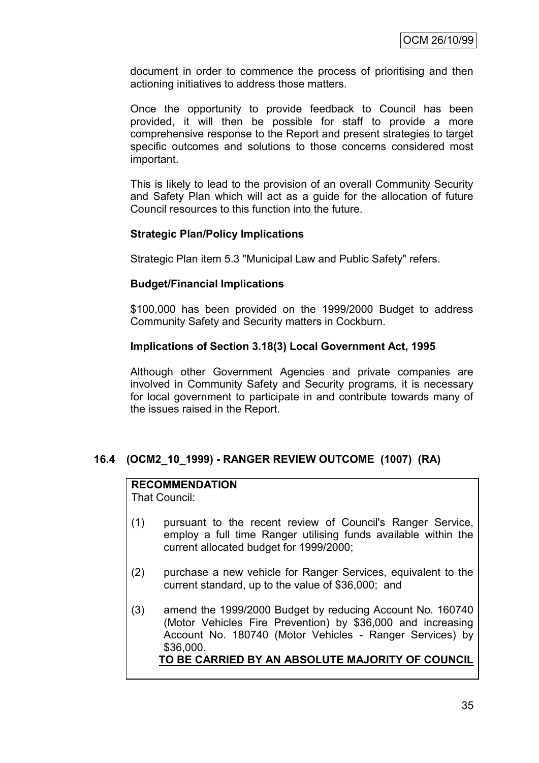document in order to commence the process of prioritising and then actioning initiatives to address those matters.

Once the opportunity to provide feedback to Council has been provided, it will then be possible for staff to provide a more comprehensive response to the Report and present strategies to target specific outcomes and solutions to those concerns considered most important.

This is likely to lead to the provision of an overall Community Security and Safety Plan which will act as a guide for the allocation of future Council resources to this function into the future.

**Strategic Plan/Policy Implications**

Strategic Plan item 5.3 "Municipal Law and Public Safety" refers.

**Budget/Financial Implications**

$100,000 has been provided on the 1999/2000 Budget to address Community Safety and Security matters in Cockburn.

**Implications of Section 3.18(3) Local Government Act, 1995**

Although other Government Agencies and private companies are involved in Community Safety and Security programs, it is necessary for local government to participate in and contribute towards many of the issues raised in the Report.

## 16.4 (OCM2_10_1999) - RANGER REVIEW OUTCOME (1007) (RA)

**RECOMMENDATION**

That Council:

(1) pursuant to the recent review of Council's Ranger Service, employ a full time Ranger utilising funds available within the current allocated budget for 1999/2000;

(2) purchase a new vehicle for Ranger Services, equivalent to the current standard, up to the value of $36,000; and

(3) amend the 1999/2000 Budget by reducing Account No. 160740 (Motor Vehicles Fire Prevention) by $36,000 and increasing Account No. 180740 (Motor Vehicles - Ranger Services) by $36,000.

**TO BE CARRIED BY AN ABSOLUTE MAJORITY OF COUNCIL**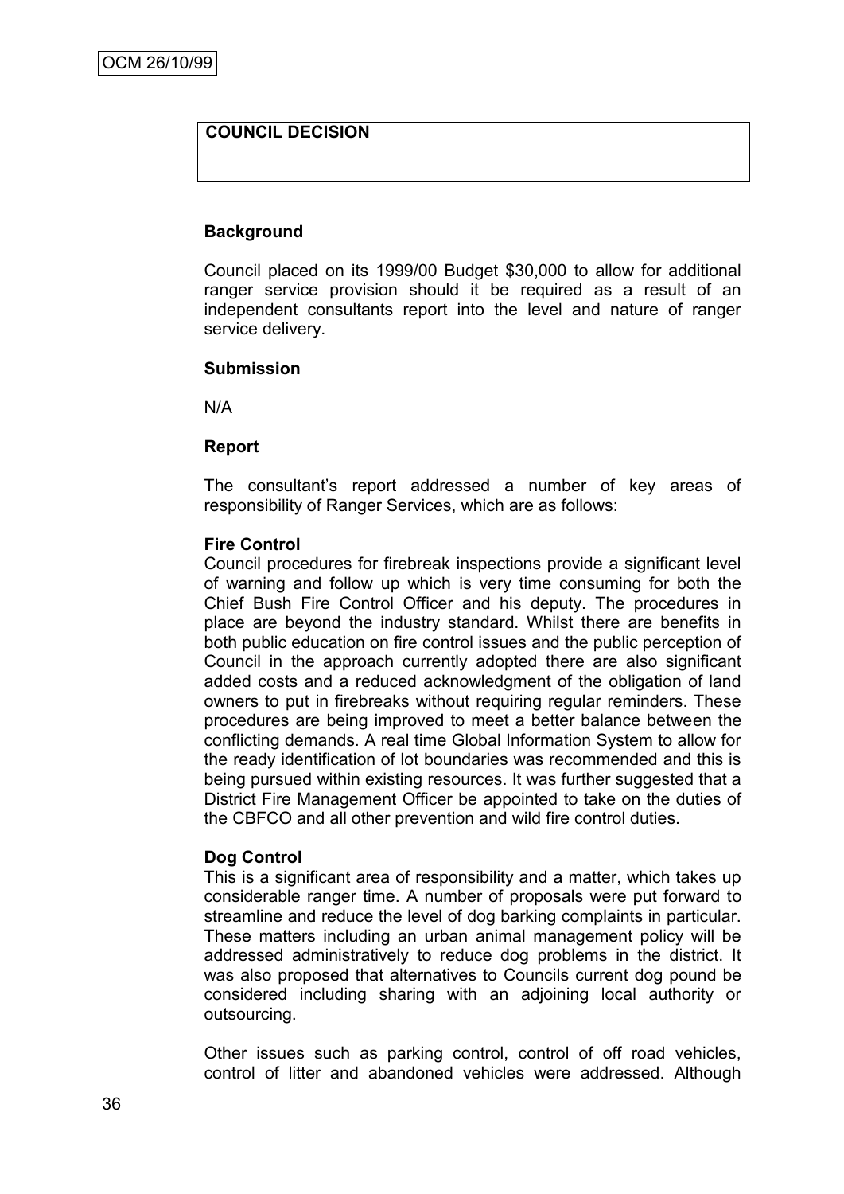**COUNCIL DECISION**

**Background**

Council placed on its 1999/00 Budget $30,000 to allow for additional ranger service provision should it be required as a result of an independent consultants report into the level and nature of ranger service delivery.

**Submission**

N/A

**Report**

The consultant's report addressed a number of key areas of responsibility of Ranger Services, which are as follows:

**Fire Control**
Council procedures for firebreak inspections provide a significant level of warning and follow up which is very time consuming for both the Chief Bush Fire Control Officer and his deputy. The procedures in place are beyond the industry standard. Whilst there are benefits in both public education on fire control issues and the public perception of Council in the approach currently adopted there are also significant added costs and a reduced acknowledgment of the obligation of land owners to put in firebreaks without requiring regular reminders. These procedures are being improved to meet a better balance between the conflicting demands. A real time Global Information System to allow for the ready identification of lot boundaries was recommended and this is being pursued within existing resources. It was further suggested that a District Fire Management Officer be appointed to take on the duties of the CBFCO and all other prevention and wild fire control duties.

**Dog Control**
This is a significant area of responsibility and a matter, which takes up considerable ranger time. A number of proposals were put forward to streamline and reduce the level of dog barking complaints in particular. These matters including an urban animal management policy will be addressed administratively to reduce dog problems in the district. It was also proposed that alternatives to Councils current dog pound be considered including sharing with an adjoining local authority or outsourcing.

Other issues such as parking control, control of off road vehicles, control of litter and abandoned vehicles were addressed. Although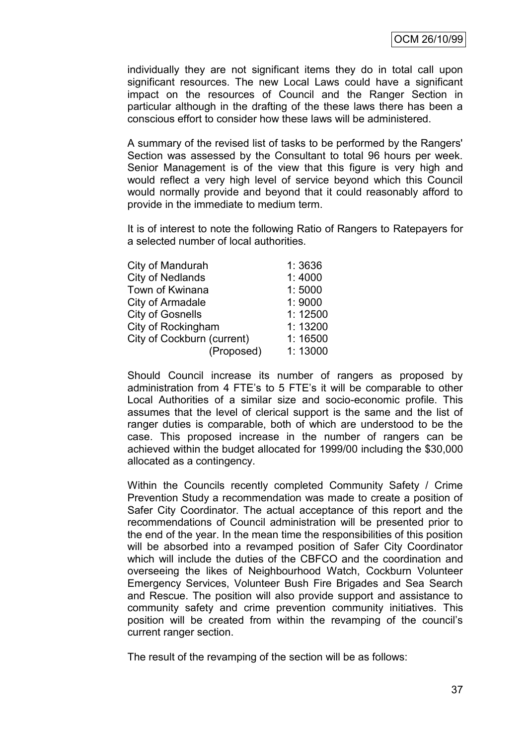individually they are not significant items they do in total call upon significant resources. The new Local Laws could have a significant impact on the resources of Council and the Ranger Section in particular although in the drafting of the these laws there has been a conscious effort to consider how these laws will be administered.

A summary of the revised list of tasks to be performed by the Rangers' Section was assessed by the Consultant to total 96 hours per week. Senior Management is of the view that this figure is very high and would reflect a very high level of service beyond which this Council would normally provide and beyond that it could reasonably afford to provide in the immediate to medium term.

It is of interest to note the following Ratio of Rangers to Ratepayers for a selected number of local authorities.

| | |
|---|---|
| City of Mandurah | 1: 3636 |
| City of Nedlands | 1: 4000 |
| Town of Kwinana | 1: 5000 |
| City of Armadale | 1: 9000 |
| City of Gosnells | 1: 12500 |
| City of Rockingham | 1: 13200 |
| City of Cockburn (current) | 1: 16500 |
| (Proposed) | 1: 13000 |

Should Council increase its number of rangers as proposed by administration from 4 FTE's to 5 FTE's it will be comparable to other Local Authorities of a similar size and socio-economic profile. This assumes that the level of clerical support is the same and the list of ranger duties is comparable, both of which are understood to be the case. This proposed increase in the number of rangers can be achieved within the budget allocated for 1999/00 including the $30,000 allocated as a contingency.

Within the Councils recently completed Community Safety / Crime Prevention Study a recommendation was made to create a position of Safer City Coordinator. The actual acceptance of this report and the recommendations of Council administration will be presented prior to the end of the year. In the mean time the responsibilities of this position will be absorbed into a revamped position of Safer City Coordinator which will include the duties of the CBFCO and the coordination and overseeing the likes of Neighbourhood Watch, Cockburn Volunteer Emergency Services, Volunteer Bush Fire Brigades and Sea Search and Rescue. The position will also provide support and assistance to community safety and crime prevention community initiatives. This position will be created from within the revamping of the council's current ranger section.

The result of the revamping of the section will be as follows: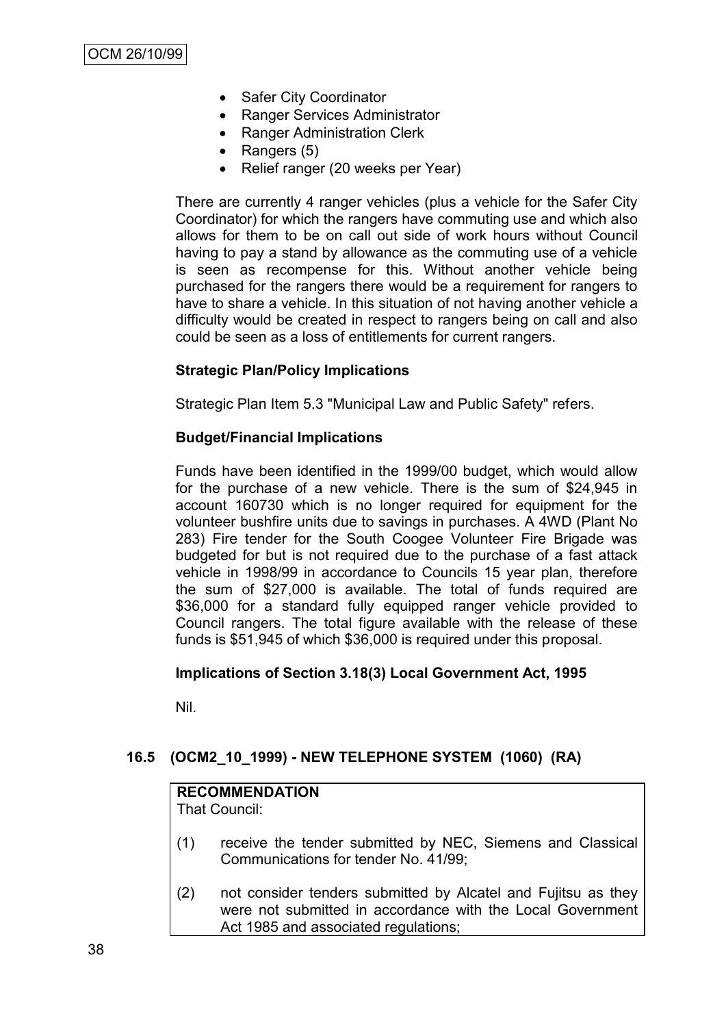- Safer City Coordinator
- Ranger Services Administrator
- Ranger Administration Clerk
- Rangers (5)
- Relief ranger (20 weeks per Year)

There are currently 4 ranger vehicles (plus a vehicle for the Safer City Coordinator) for which the rangers have commuting use and which also allows for them to be on call out side of work hours without Council having to pay a stand by allowance as the commuting use of a vehicle is seen as recompense for this. Without another vehicle being purchased for the rangers there would be a requirement for rangers to have to share a vehicle. In this situation of not having another vehicle a difficulty would be created in respect to rangers being on call and also could be seen as a loss of entitlements for current rangers.

**Strategic Plan/Policy Implications**

Strategic Plan Item 5.3 "Municipal Law and Public Safety" refers.

**Budget/Financial Implications**

Funds have been identified in the 1999/00 budget, which would allow for the purchase of a new vehicle. There is the sum of $24,945 in account 160730 which is no longer required for equipment for the volunteer bushfire units due to savings in purchases. A 4WD (Plant No 283) Fire tender for the South Coogee Volunteer Fire Brigade was budgeted for but is not required due to the purchase of a fast attack vehicle in 1998/99 in accordance to Councils 15 year plan, therefore the sum of $27,000 is available. The total of funds required are $36,000 for a standard fully equipped ranger vehicle provided to Council rangers. The total figure available with the release of these funds is $51,945 of which $36,000 is required under this proposal.

**Implications of Section 3.18(3) Local Government Act, 1995**

Nil.

## 16.5 (OCM2_10_1999) - NEW TELEPHONE SYSTEM (1060) (RA)

**RECOMMENDATION**
That Council:

(1) receive the tender submitted by NEC, Siemens and Classical Communications for tender No. 41/99;

(2) not consider tenders submitted by Alcatel and Fujitsu as they were not submitted in accordance with the Local Government Act 1985 and associated regulations;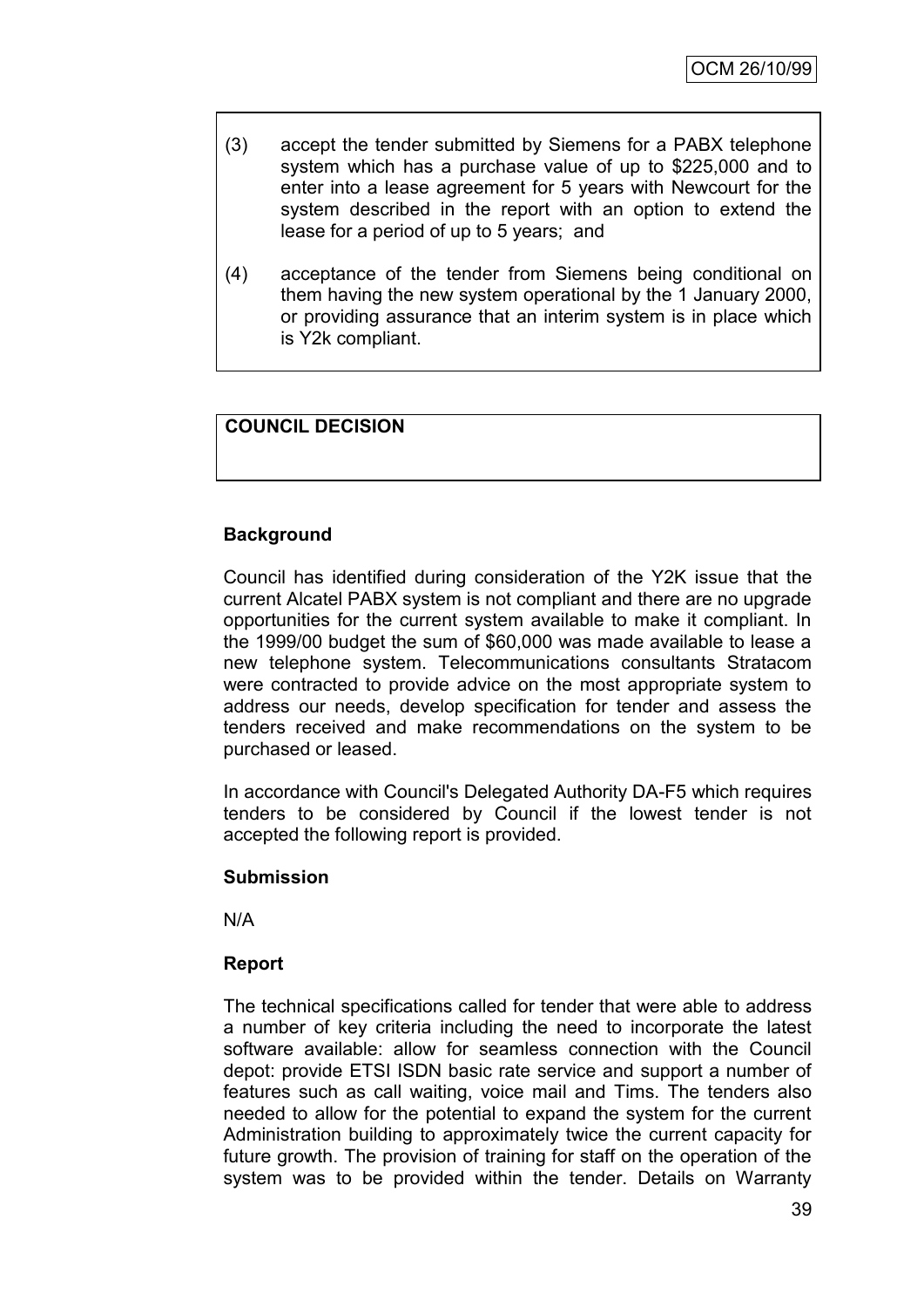(3) accept the tender submitted by Siemens for a PABX telephone system which has a purchase value of up to $225,000 and to enter into a lease agreement for 5 years with Newcourt for the system described in the report with an option to extend the lease for a period of up to 5 years; and

(4) acceptance of the tender from Siemens being conditional on them having the new system operational by the 1 January 2000, or providing assurance that an interim system is in place which is Y2k compliant.

**COUNCIL DECISION**

**Background**

Council has identified during consideration of the Y2K issue that the current Alcatel PABX system is not compliant and there are no upgrade opportunities for the current system available to make it compliant. In the 1999/00 budget the sum of $60,000 was made available to lease a new telephone system. Telecommunications consultants Stratacom were contracted to provide advice on the most appropriate system to address our needs, develop specification for tender and assess the tenders received and make recommendations on the system to be purchased or leased.

In accordance with Council's Delegated Authority DA-F5 which requires tenders to be considered by Council if the lowest tender is not accepted the following report is provided.

**Submission**

N/A

**Report**

The technical specifications called for tender that were able to address a number of key criteria including the need to incorporate the latest software available: allow for seamless connection with the Council depot: provide ETSI ISDN basic rate service and support a number of features such as call waiting, voice mail and Tims. The tenders also needed to allow for the potential to expand the system for the current Administration building to approximately twice the current capacity for future growth. The provision of training for staff on the operation of the system was to be provided within the tender. Details on Warranty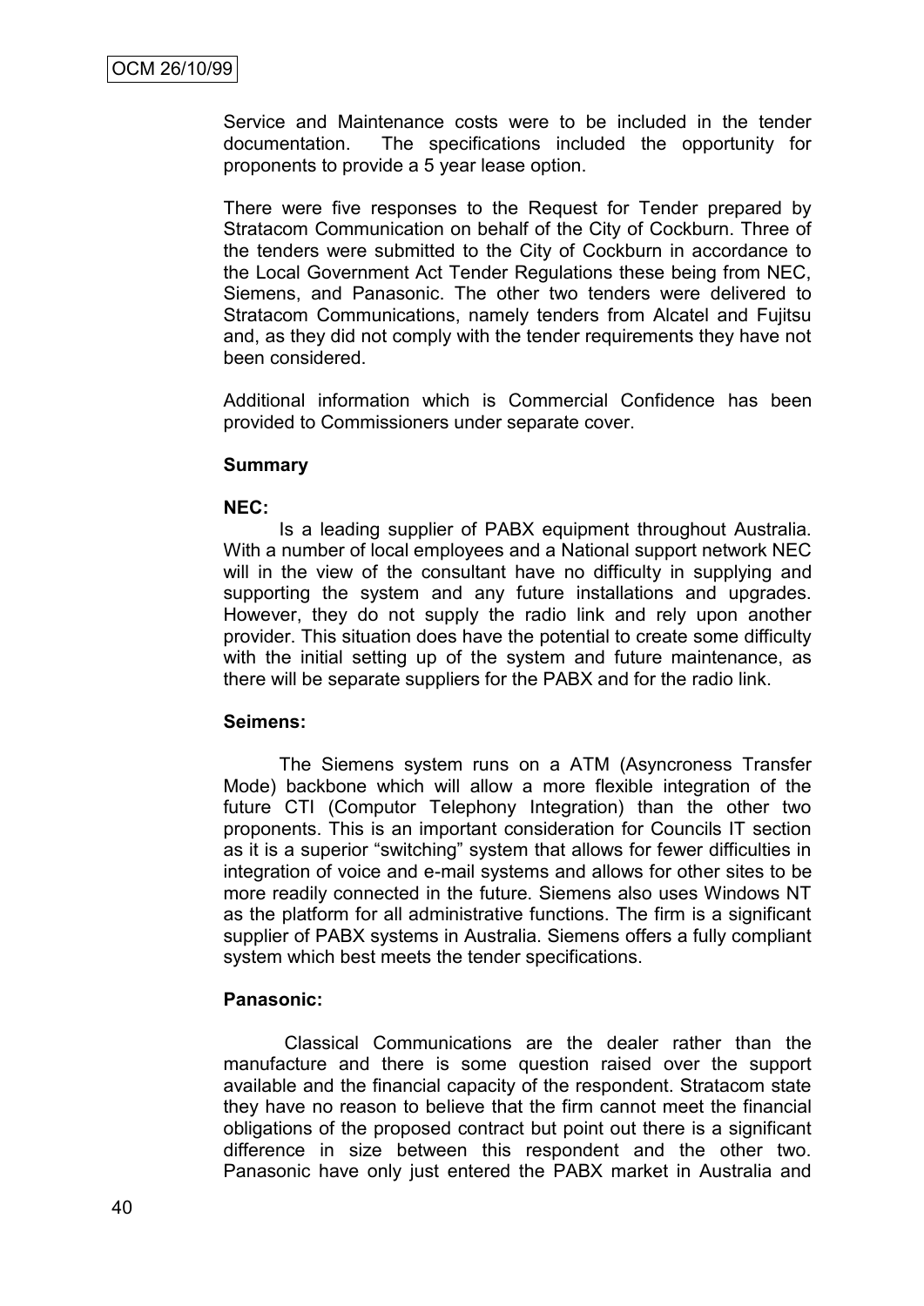Service and Maintenance costs were to be included in the tender documentation. The specifications included the opportunity for proponents to provide a 5 year lease option.

There were five responses to the Request for Tender prepared by Stratacom Communication on behalf of the City of Cockburn. Three of the tenders were submitted to the City of Cockburn in accordance to the Local Government Act Tender Regulations these being from NEC, Siemens, and Panasonic. The other two tenders were delivered to Stratacom Communications, namely tenders from Alcatel and Fujitsu and, as they did not comply with the tender requirements they have not been considered.

Additional information which is Commercial Confidence has been provided to Commissioners under separate cover.

**Summary**

**NEC:**

Is a leading supplier of PABX equipment throughout Australia. With a number of local employees and a National support network NEC will in the view of the consultant have no difficulty in supplying and supporting the system and any future installations and upgrades. However, they do not supply the radio link and rely upon another provider. This situation does have the potential to create some difficulty with the initial setting up of the system and future maintenance, as there will be separate suppliers for the PABX and for the radio link.

**Seimens:**

The Siemens system runs on a ATM (Asyncroness Transfer Mode) backbone which will allow a more flexible integration of the future CTI (Computor Telephony Integration) than the other two proponents. This is an important consideration for Councils IT section as it is a superior “switching” system that allows for fewer difficulties in integration of voice and e-mail systems and allows for other sites to be more readily connected in the future. Siemens also uses Windows NT as the platform for all administrative functions. The firm is a significant supplier of PABX systems in Australia. Siemens offers a fully compliant system which best meets the tender specifications.

**Panasonic:**

Classical Communications are the dealer rather than the manufacture and there is some question raised over the support available and the financial capacity of the respondent. Stratacom state they have no reason to believe that the firm cannot meet the financial obligations of the proposed contract but point out there is a significant difference in size between this respondent and the other two. Panasonic have only just entered the PABX market in Australia and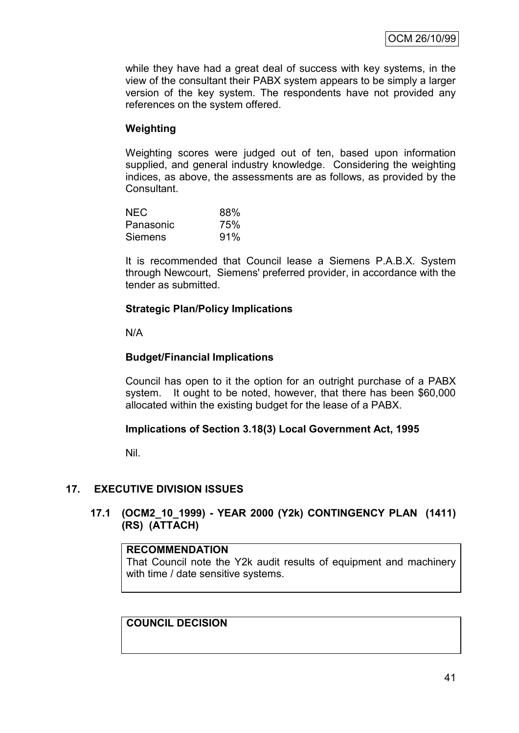while they have had a great deal of success with key systems, in the view of the consultant their PABX system appears to be simply a larger version of the key system. The respondents have not provided any references on the system offered.

**Weighting**

Weighting scores were judged out of ten, based upon information supplied, and general industry knowledge. Considering the weighting indices, as above, the assessments are as follows, as provided by the Consultant.

| | |
|---|---|
| NEC | 88% |
| Panasonic | 75% |
| Siemens | 91% |

It is recommended that Council lease a Siemens P.A.B.X. System through Newcourt, Siemens' preferred provider, in accordance with the tender as submitted.

**Strategic Plan/Policy Implications**

N/A

**Budget/Financial Implications**

Council has open to it the option for an outright purchase of a PABX system. It ought to be noted, however, that there has been $60,000 allocated within the existing budget for the lease of a PABX.

**Implications of Section 3.18(3) Local Government Act, 1995**

Nil.

## 17. EXECUTIVE DIVISION ISSUES

### 17.1 (OCM2_10_1999) - YEAR 2000 (Y2k) CONTINGENCY PLAN (1411) (RS) (ATTACH)

**RECOMMENDATION**

That Council note the Y2k audit results of equipment and machinery with time / date sensitive systems.

**COUNCIL DECISION**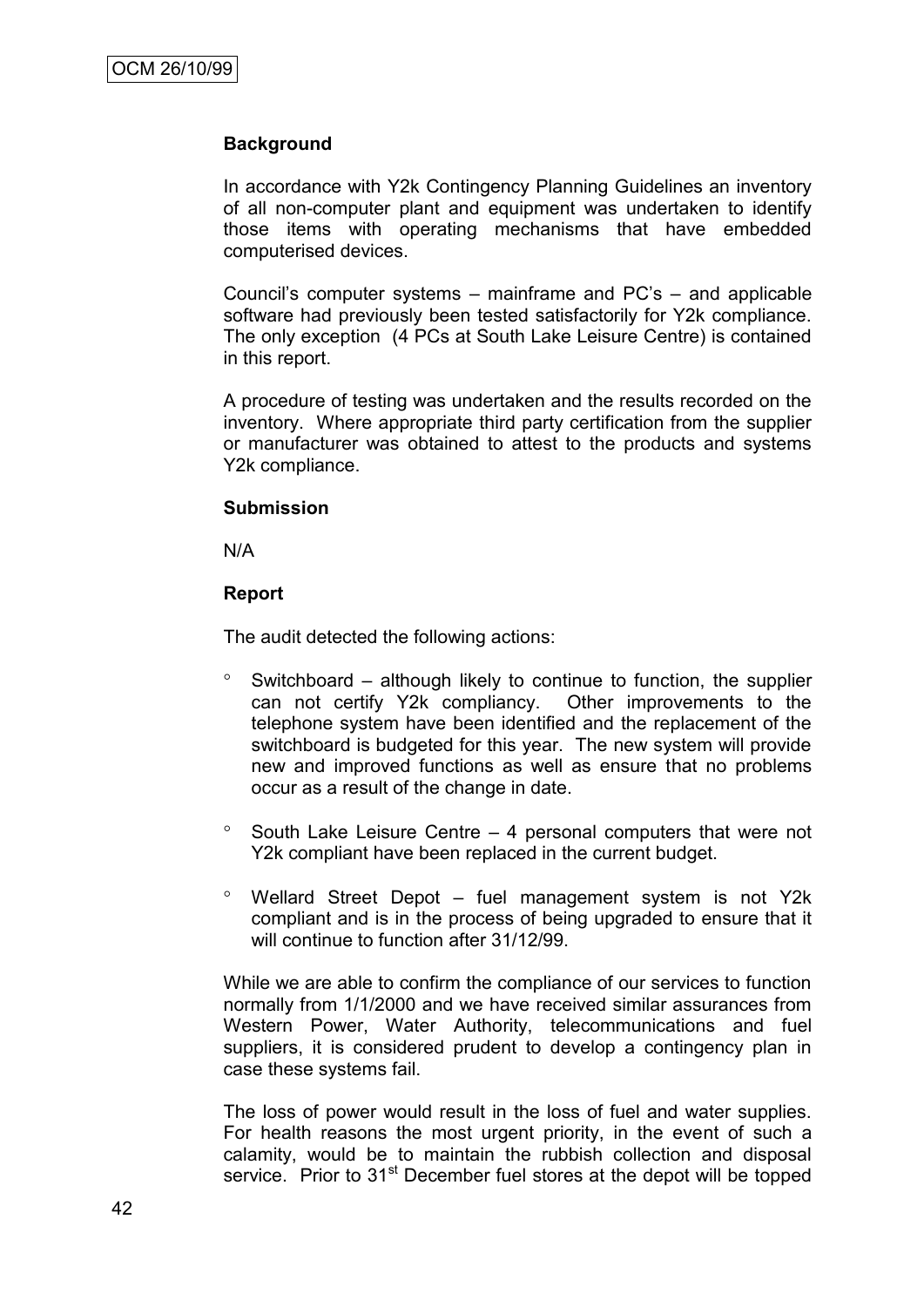**Background**

In accordance with Y2k Contingency Planning Guidelines an inventory of all non-computer plant and equipment was undertaken to identify those items with operating mechanisms that have embedded computerised devices.

Council's computer systems – mainframe and PC's – and applicable software had previously been tested satisfactorily for Y2k compliance. The only exception (4 PCs at South Lake Leisure Centre) is contained in this report.

A procedure of testing was undertaken and the results recorded on the inventory. Where appropriate third party certification from the supplier or manufacturer was obtained to attest to the products and systems Y2k compliance.

**Submission**

N/A

**Report**

The audit detected the following actions:

- Switchboard – although likely to continue to function, the supplier can not certify Y2k compliancy. Other improvements to the telephone system have been identified and the replacement of the switchboard is budgeted for this year. The new system will provide new and improved functions as well as ensure that no problems occur as a result of the change in date.
- South Lake Leisure Centre – 4 personal computers that were not Y2k compliant have been replaced in the current budget.
- Wellard Street Depot – fuel management system is not Y2k compliant and is in the process of being upgraded to ensure that it will continue to function after 31/12/99.

While we are able to confirm the compliance of our services to function normally from 1/1/2000 and we have received similar assurances from Western Power, Water Authority, telecommunications and fuel suppliers, it is considered prudent to develop a contingency plan in case these systems fail.

The loss of power would result in the loss of fuel and water supplies. For health reasons the most urgent priority, in the event of such a calamity, would be to maintain the rubbish collection and disposal service. Prior to 31st December fuel stores at the depot will be topped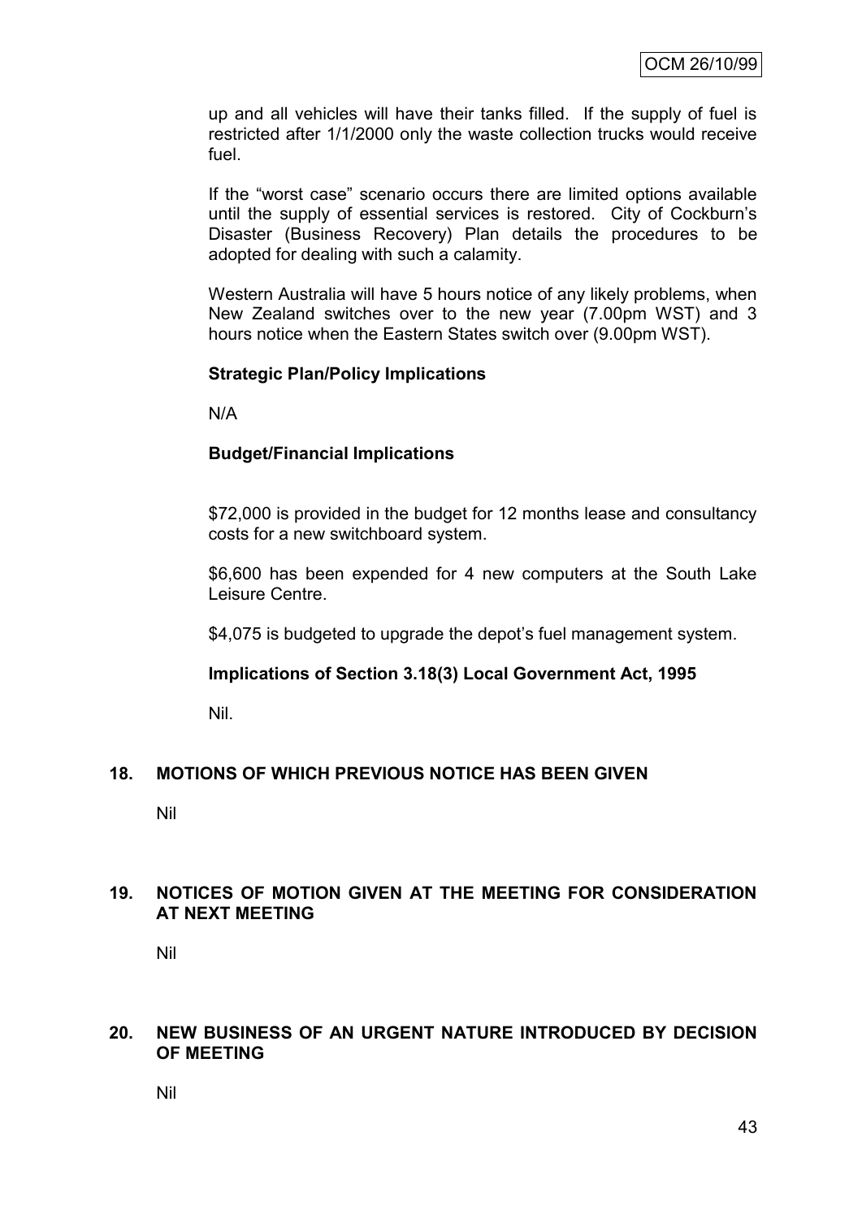up and all vehicles will have their tanks filled. If the supply of fuel is restricted after 1/1/2000 only the waste collection trucks would receive fuel.

If the "worst case" scenario occurs there are limited options available until the supply of essential services is restored. City of Cockburn's Disaster (Business Recovery) Plan details the procedures to be adopted for dealing with such a calamity.

Western Australia will have 5 hours notice of any likely problems, when New Zealand switches over to the new year (7.00pm WST) and 3 hours notice when the Eastern States switch over (9.00pm WST).

**Strategic Plan/Policy Implications**

N/A

**Budget/Financial Implications**

$72,000 is provided in the budget for 12 months lease and consultancy costs for a new switchboard system.

$6,600 has been expended for 4 new computers at the South Lake Leisure Centre.

$4,075 is budgeted to upgrade the depot's fuel management system.

**Implications of Section 3.18(3) Local Government Act, 1995**

Nil.

## 18. MOTIONS OF WHICH PREVIOUS NOTICE HAS BEEN GIVEN

Nil

## 19. NOTICES OF MOTION GIVEN AT THE MEETING FOR CONSIDERATION AT NEXT MEETING

Nil

## 20. NEW BUSINESS OF AN URGENT NATURE INTRODUCED BY DECISION OF MEETING

Nil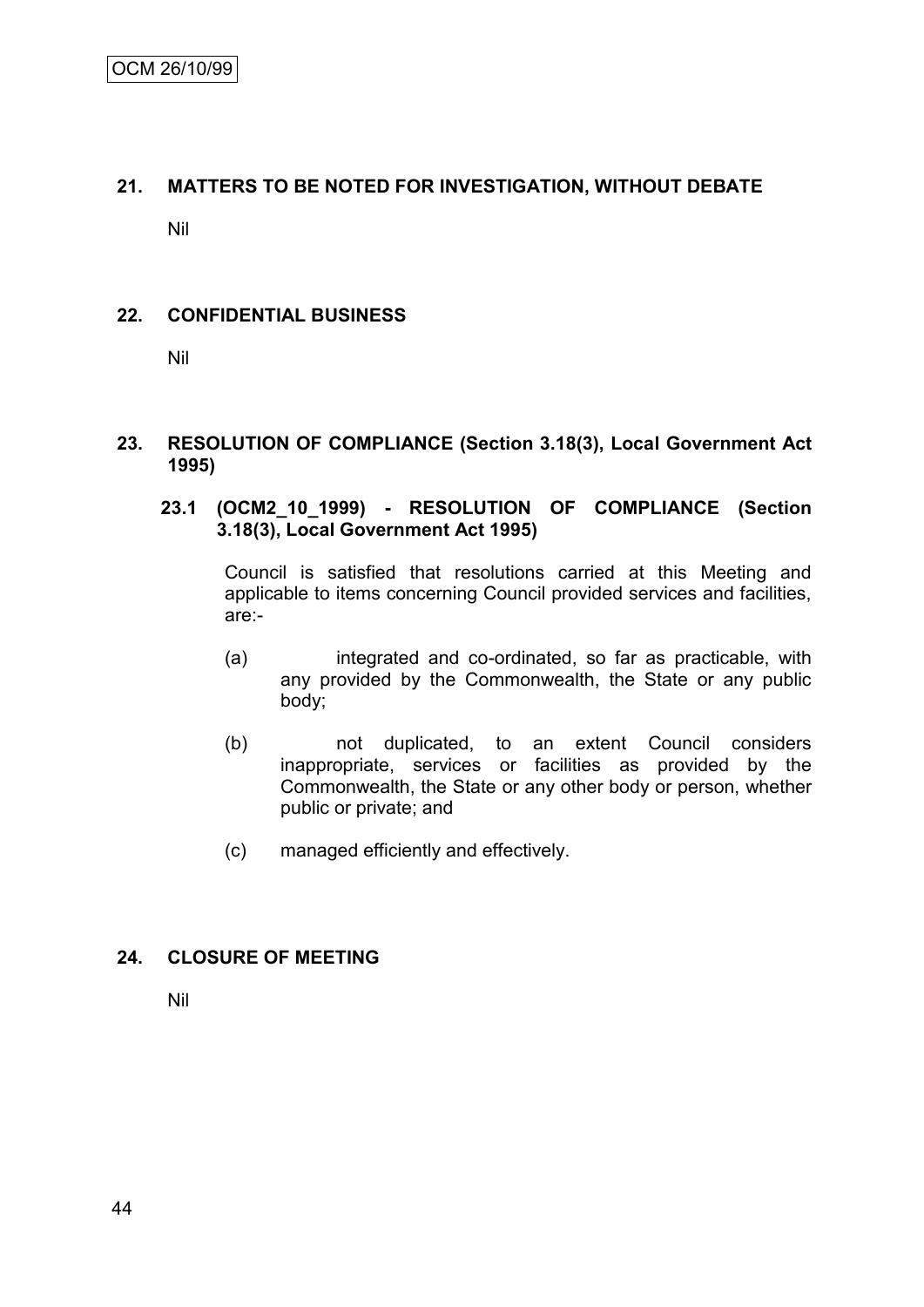## 21. MATTERS TO BE NOTED FOR INVESTIGATION, WITHOUT DEBATE

Nil

## 22. CONFIDENTIAL BUSINESS

Nil

## 23. RESOLUTION OF COMPLIANCE (Section 3.18(3), Local Government Act 1995)

### 23.1 (OCM2_10_1999) - RESOLUTION OF COMPLIANCE (Section 3.18(3), Local Government Act 1995)

Council is satisfied that resolutions carried at this Meeting and applicable to items concerning Council provided services and facilities, are:-

(a) integrated and co-ordinated, so far as practicable, with any provided by the Commonwealth, the State or any public body;

(b) not duplicated, to an extent Council considers inappropriate, services or facilities as provided by the Commonwealth, the State or any other body or person, whether public or private; and

(c) managed efficiently and effectively.

## 24. CLOSURE OF MEETING

Nil